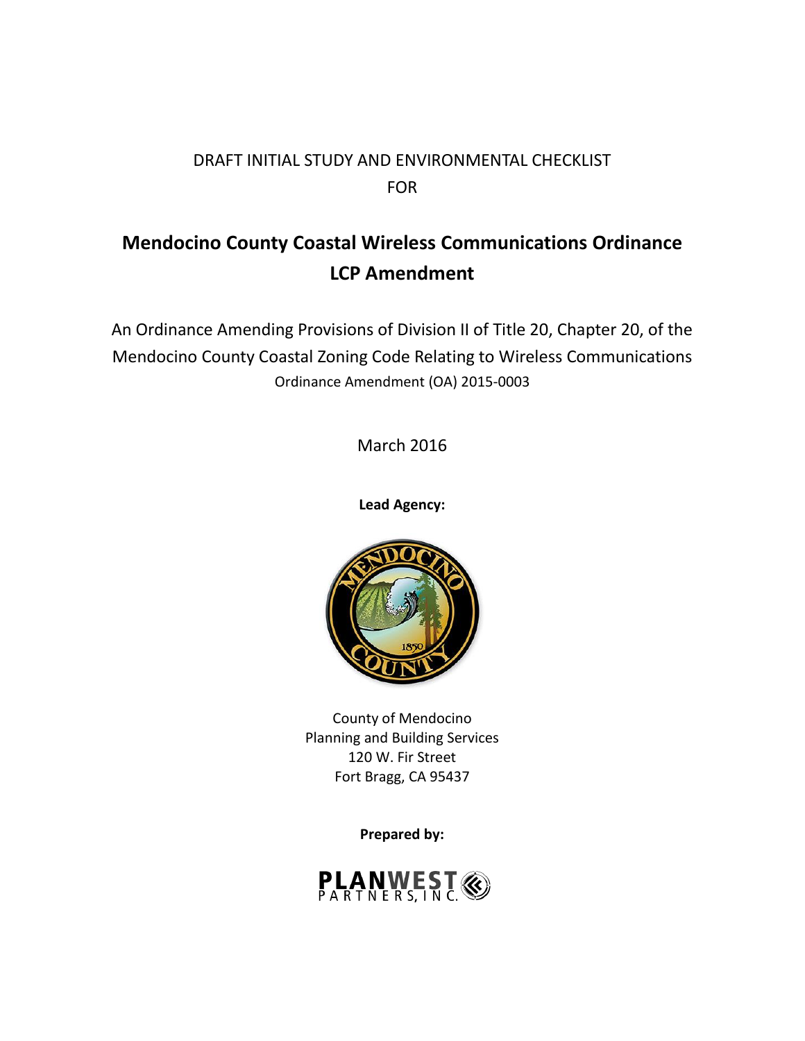DRAFT INITIAL STUDY AND ENVIRONMENTAL CHECKLIST
FOR

# Mendocino County Coastal Wireless Communications Ordinance LCP Amendment

An Ordinance Amending Provisions of Division II of Title 20, Chapter 20, of the Mendocino County Coastal Zoning Code Relating to Wireless Communications
Ordinance Amendment (OA) 2015-0003

March 2016

**Lead Agency:**

County of Mendocino
Planning and Building Services
120 W. Fir Street
Fort Bragg, CA 95437

**Prepared by:**

PLANWEST PARTNERS, INC.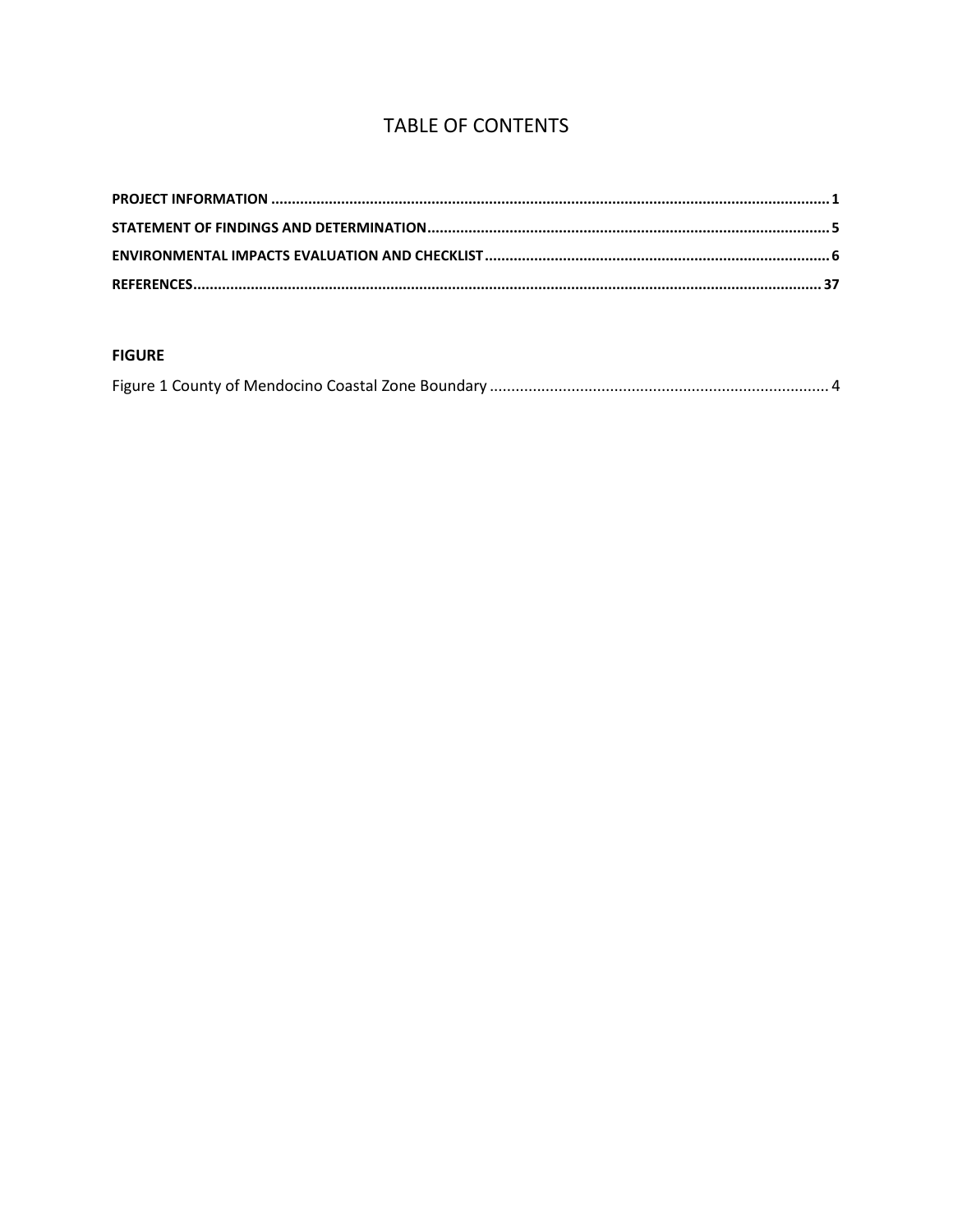# TABLE OF CONTENTS

**PROJECT INFORMATION** ........................................................................................................................................ **1**

**STATEMENT OF FINDINGS AND DETERMINATION** ................................................................................................. **5**

**ENVIRONMENTAL IMPACTS EVALUATION AND CHECKLIST** .................................................................................. **6**

**REFERENCES** ....................................................................................................................................................... **37**

## FIGURE

Figure 1 County of Mendocino Coastal Zone Boundary .............................................................................. 4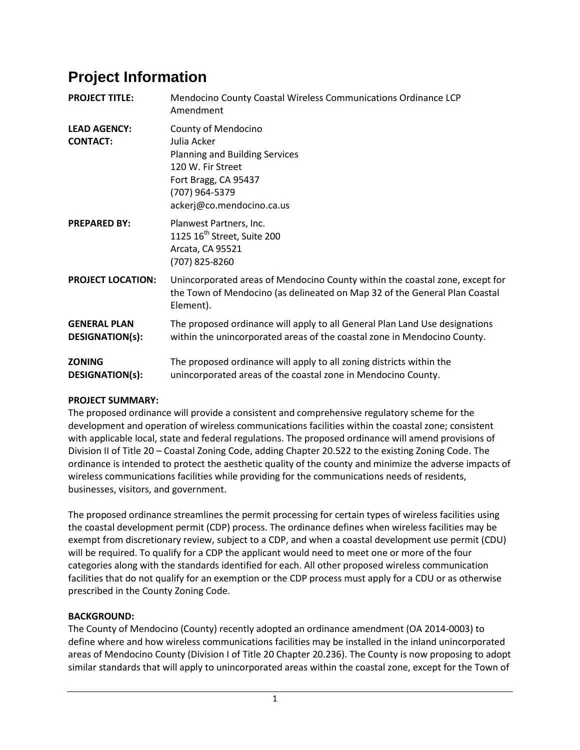# Project Information

| | |
|---|---|
| **PROJECT TITLE:** | Mendocino County Coastal Wireless Communications Ordinance LCP Amendment |
| **LEAD AGENCY: CONTACT:** | County of Mendocino<br>Julia Acker<br>Planning and Building Services<br>120 W. Fir Street<br>Fort Bragg, CA 95437<br>(707) 964-5379<br>ackerj@co.mendocino.ca.us |
| **PREPARED BY:** | Planwest Partners, Inc.<br>1125 16th Street, Suite 200<br>Arcata, CA 95521<br>(707) 825-8260 |
| **PROJECT LOCATION:** | Unincorporated areas of Mendocino County within the coastal zone, except for the Town of Mendocino (as delineated on Map 32 of the General Plan Coastal Element). |
| **GENERAL PLAN DESIGNATION(s):** | The proposed ordinance will apply to all General Plan Land Use designations within the unincorporated areas of the coastal zone in Mendocino County. |
| **ZONING DESIGNATION(s):** | The proposed ordinance will apply to all zoning districts within the unincorporated areas of the coastal zone in Mendocino County. |

**PROJECT SUMMARY:**

The proposed ordinance will provide a consistent and comprehensive regulatory scheme for the development and operation of wireless communications facilities within the coastal zone; consistent with applicable local, state and federal regulations. The proposed ordinance will amend provisions of Division II of Title 20 – Coastal Zoning Code, adding Chapter 20.522 to the existing Zoning Code. The ordinance is intended to protect the aesthetic quality of the county and minimize the adverse impacts of wireless communications facilities while providing for the communications needs of residents, businesses, visitors, and government.

The proposed ordinance streamlines the permit processing for certain types of wireless facilities using the coastal development permit (CDP) process. The ordinance defines when wireless facilities may be exempt from discretionary review, subject to a CDP, and when a coastal development use permit (CDU) will be required. To qualify for a CDP the applicant would need to meet one or more of the four categories along with the standards identified for each. All other proposed wireless communication facilities that do not qualify for an exemption or the CDP process must apply for a CDU or as otherwise prescribed in the County Zoning Code.

**BACKGROUND:**

The County of Mendocino (County) recently adopted an ordinance amendment (OA 2014-0003) to define where and how wireless communications facilities may be installed in the inland unincorporated areas of Mendocino County (Division I of Title 20 Chapter 20.236). The County is now proposing to adopt similar standards that will apply to unincorporated areas within the coastal zone, except for the Town of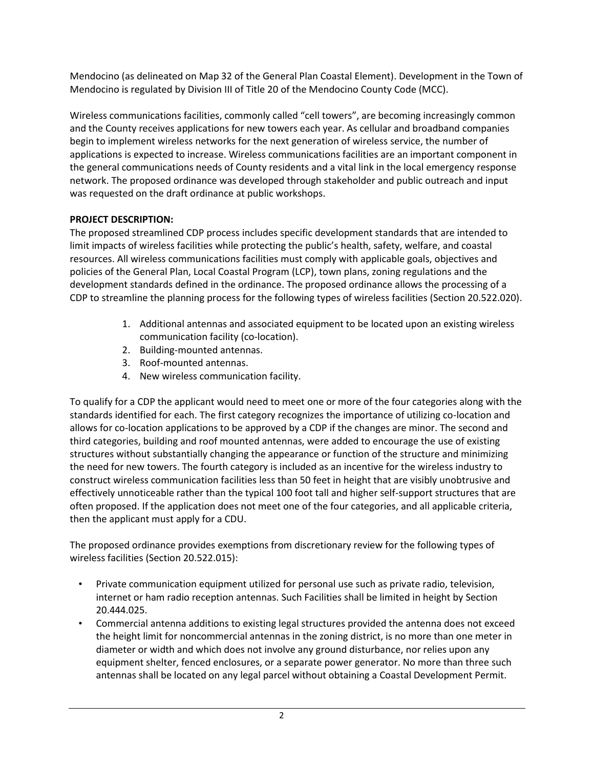Mendocino (as delineated on Map 32 of the General Plan Coastal Element). Development in the Town of Mendocino is regulated by Division III of Title 20 of the Mendocino County Code (MCC).

Wireless communications facilities, commonly called "cell towers", are becoming increasingly common and the County receives applications for new towers each year. As cellular and broadband companies begin to implement wireless networks for the next generation of wireless service, the number of applications is expected to increase. Wireless communications facilities are an important component in the general communications needs of County residents and a vital link in the local emergency response network. The proposed ordinance was developed through stakeholder and public outreach and input was requested on the draft ordinance at public workshops.

**PROJECT DESCRIPTION:**

The proposed streamlined CDP process includes specific development standards that are intended to limit impacts of wireless facilities while protecting the public's health, safety, welfare, and coastal resources. All wireless communications facilities must comply with applicable goals, objectives and policies of the General Plan, Local Coastal Program (LCP), town plans, zoning regulations and the development standards defined in the ordinance. The proposed ordinance allows the processing of a CDP to streamline the planning process for the following types of wireless facilities (Section 20.522.020).

1. Additional antennas and associated equipment to be located upon an existing wireless communication facility (co-location).
2. Building-mounted antennas.
3. Roof-mounted antennas.
4. New wireless communication facility.

To qualify for a CDP the applicant would need to meet one or more of the four categories along with the standards identified for each. The first category recognizes the importance of utilizing co-location and allows for co-location applications to be approved by a CDP if the changes are minor. The second and third categories, building and roof mounted antennas, were added to encourage the use of existing structures without substantially changing the appearance or function of the structure and minimizing the need for new towers. The fourth category is included as an incentive for the wireless industry to construct wireless communication facilities less than 50 feet in height that are visibly unobtrusive and effectively unnoticeable rather than the typical 100 foot tall and higher self-support structures that are often proposed. If the application does not meet one of the four categories, and all applicable criteria, then the applicant must apply for a CDU.

The proposed ordinance provides exemptions from discretionary review for the following types of wireless facilities (Section 20.522.015):

- Private communication equipment utilized for personal use such as private radio, television, internet or ham radio reception antennas. Such Facilities shall be limited in height by Section 20.444.025.
- Commercial antenna additions to existing legal structures provided the antenna does not exceed the height limit for noncommercial antennas in the zoning district, is no more than one meter in diameter or width and which does not involve any ground disturbance, nor relies upon any equipment shelter, fenced enclosures, or a separate power generator. No more than three such antennas shall be located on any legal parcel without obtaining a Coastal Development Permit.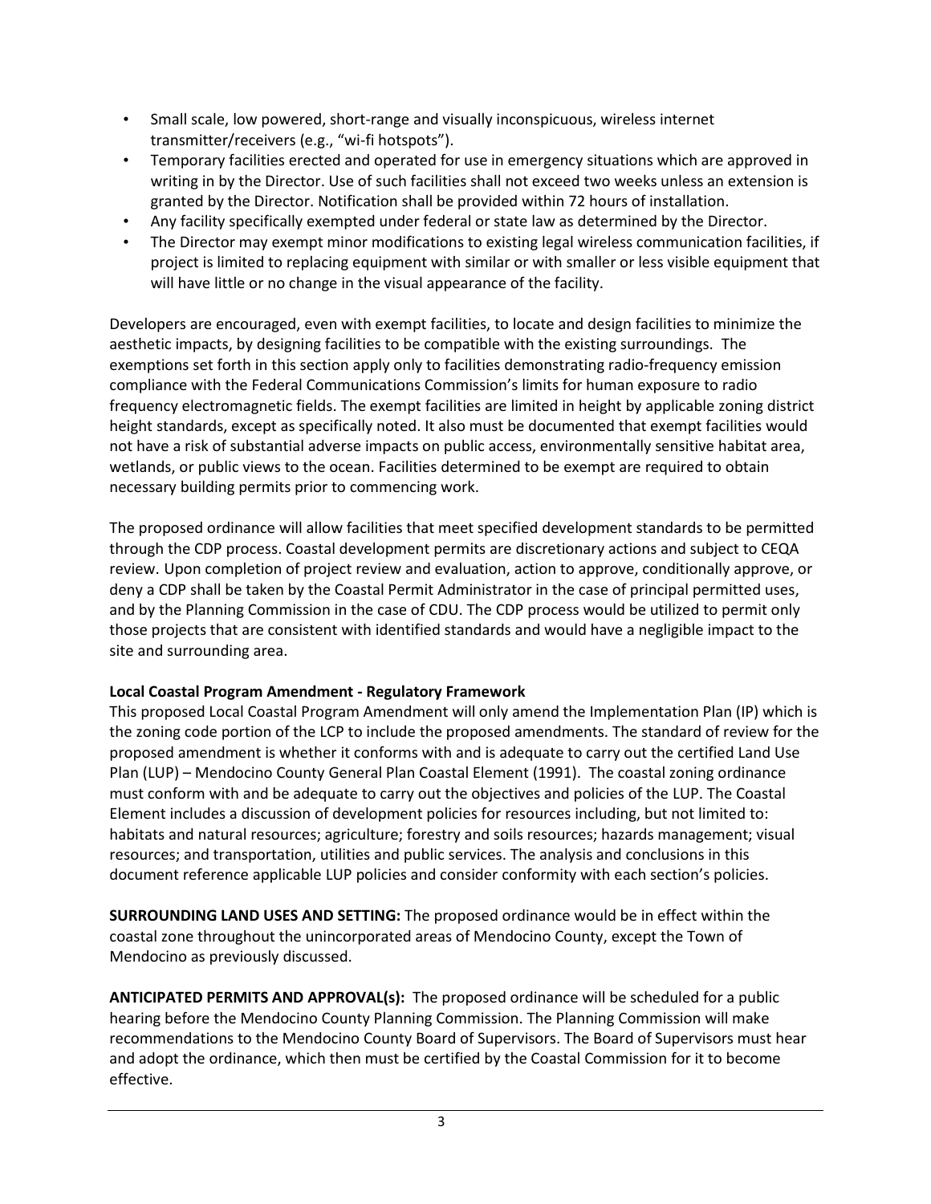- Small scale, low powered, short-range and visually inconspicuous, wireless internet transmitter/receivers (e.g., "wi-fi hotspots").
- Temporary facilities erected and operated for use in emergency situations which are approved in writing in by the Director. Use of such facilities shall not exceed two weeks unless an extension is granted by the Director. Notification shall be provided within 72 hours of installation.
- Any facility specifically exempted under federal or state law as determined by the Director.
- The Director may exempt minor modifications to existing legal wireless communication facilities, if project is limited to replacing equipment with similar or with smaller or less visible equipment that will have little or no change in the visual appearance of the facility.

Developers are encouraged, even with exempt facilities, to locate and design facilities to minimize the aesthetic impacts, by designing facilities to be compatible with the existing surroundings. The exemptions set forth in this section apply only to facilities demonstrating radio-frequency emission compliance with the Federal Communications Commission's limits for human exposure to radio frequency electromagnetic fields. The exempt facilities are limited in height by applicable zoning district height standards, except as specifically noted. It also must be documented that exempt facilities would not have a risk of substantial adverse impacts on public access, environmentally sensitive habitat area, wetlands, or public views to the ocean. Facilities determined to be exempt are required to obtain necessary building permits prior to commencing work.

The proposed ordinance will allow facilities that meet specified development standards to be permitted through the CDP process. Coastal development permits are discretionary actions and subject to CEQA review. Upon completion of project review and evaluation, action to approve, conditionally approve, or deny a CDP shall be taken by the Coastal Permit Administrator in the case of principal permitted uses, and by the Planning Commission in the case of CDU. The CDP process would be utilized to permit only those projects that are consistent with identified standards and would have a negligible impact to the site and surrounding area.

**Local Coastal Program Amendment - Regulatory Framework**

This proposed Local Coastal Program Amendment will only amend the Implementation Plan (IP) which is the zoning code portion of the LCP to include the proposed amendments. The standard of review for the proposed amendment is whether it conforms with and is adequate to carry out the certified Land Use Plan (LUP) – Mendocino County General Plan Coastal Element (1991). The coastal zoning ordinance must conform with and be adequate to carry out the objectives and policies of the LUP. The Coastal Element includes a discussion of development policies for resources including, but not limited to: habitats and natural resources; agriculture; forestry and soils resources; hazards management; visual resources; and transportation, utilities and public services. The analysis and conclusions in this document reference applicable LUP policies and consider conformity with each section's policies.

**SURROUNDING LAND USES AND SETTING:** The proposed ordinance would be in effect within the coastal zone throughout the unincorporated areas of Mendocino County, except the Town of Mendocino as previously discussed.

**ANTICIPATED PERMITS AND APPROVAL(s):** The proposed ordinance will be scheduled for a public hearing before the Mendocino County Planning Commission. The Planning Commission will make recommendations to the Mendocino County Board of Supervisors. The Board of Supervisors must hear and adopt the ordinance, which then must be certified by the Coastal Commission for it to become effective.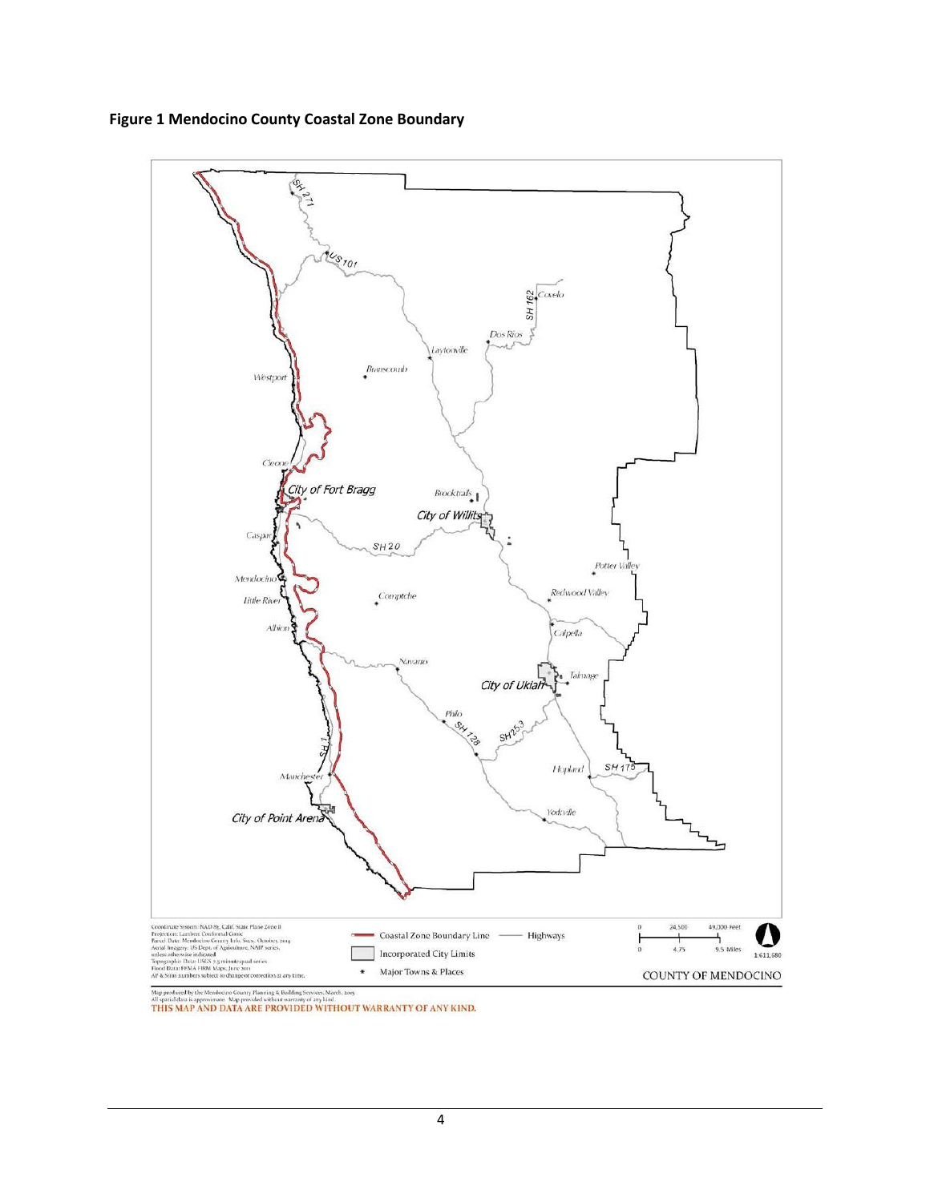**Figure 1 Mendocino County Coastal Zone Boundary**

Coordinate System: NAD 83, Calif. State Plane Zone II
Projection: Lambert Conformal Conic
Parcel Data: Mendocino County Info. Svcs., October, 2014
Aerial Imagery: US Dept. of Agriculture, NAIP series, unless otherwise indicated
Topographic Data: USGS 7.5 minute quad series
Flood Data: FEMA FIRM Maps, June 2011
AP & Situs numbers subject to change or correction at any time.

Coastal Zone Boundary Line — Highways

Incorporated City Limits

\* Major Towns & Places

0 24,500 49,000 Feet

0 4.75 9.5 Miles

1:611,680

COUNTY OF MENDOCINO

Map produced by the Mendocino County Planning & Building Services, March, 2015
All spatial data is approximate. Map provided without warranty of any kind.
THIS MAP AND DATA ARE PROVIDED WITHOUT WARRANTY OF ANY KIND.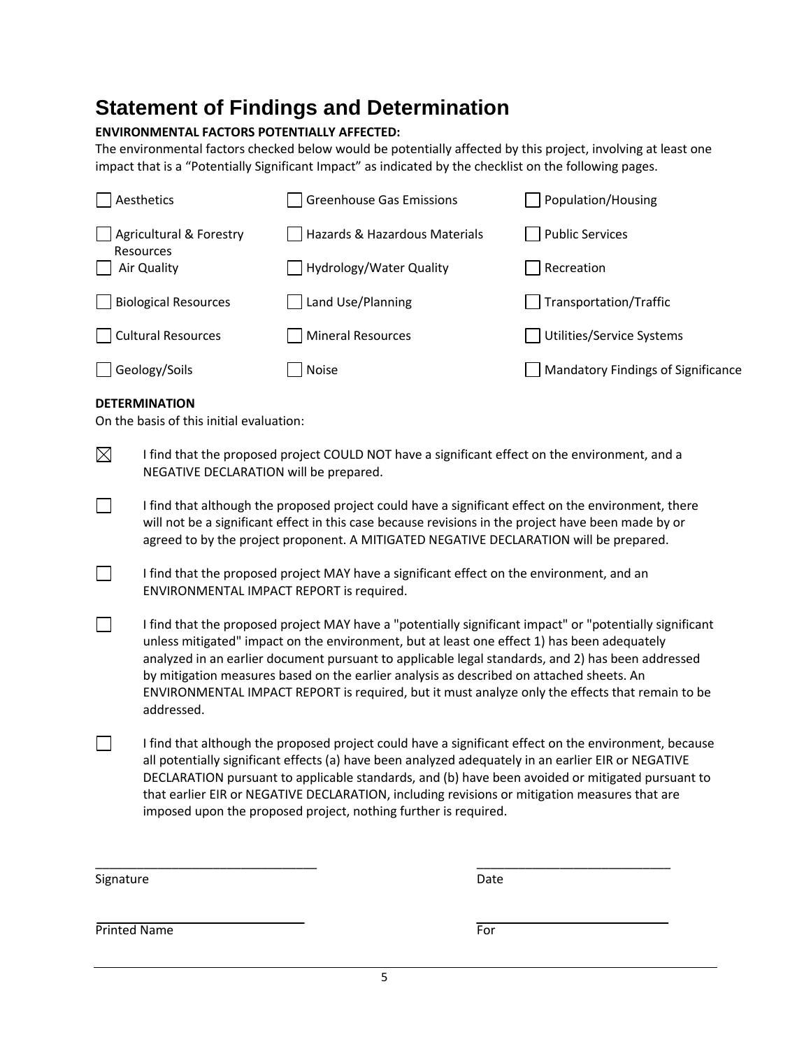# Statement of Findings and Determination

**ENVIRONMENTAL FACTORS POTENTIALLY AFFECTED:**

The environmental factors checked below would be potentially affected by this project, involving at least one impact that is a "Potentially Significant Impact" as indicated by the checklist on the following pages.

| | | |
|---|---|---|
| ☐ Aesthetics | ☐ Greenhouse Gas Emissions | ☐ Population/Housing |
| ☐ Agricultural & Forestry Resources | ☐ Hazards & Hazardous Materials | ☐ Public Services |
| ☐ Air Quality | ☐ Hydrology/Water Quality | ☐ Recreation |
| ☐ Biological Resources | ☐ Land Use/Planning | ☐ Transportation/Traffic |
| ☐ Cultural Resources | ☐ Mineral Resources | ☐ Utilities/Service Systems |
| ☐ Geology/Soils | ☐ Noise | ☐ Mandatory Findings of Significance |

**DETERMINATION**

On the basis of this initial evaluation:

☒ I find that the proposed project COULD NOT have a significant effect on the environment, and a NEGATIVE DECLARATION will be prepared.

☐ I find that although the proposed project could have a significant effect on the environment, there will not be a significant effect in this case because revisions in the project have been made by or agreed to by the project proponent. A MITIGATED NEGATIVE DECLARATION will be prepared.

☐ I find that the proposed project MAY have a significant effect on the environment, and an ENVIRONMENTAL IMPACT REPORT is required.

☐ I find that the proposed project MAY have a "potentially significant impact" or "potentially significant unless mitigated" impact on the environment, but at least one effect 1) has been adequately analyzed in an earlier document pursuant to applicable legal standards, and 2) has been addressed by mitigation measures based on the earlier analysis as described on attached sheets. An ENVIRONMENTAL IMPACT REPORT is required, but it must analyze only the effects that remain to be addressed.

☐ I find that although the proposed project could have a significant effect on the environment, because all potentially significant effects (a) have been analyzed adequately in an earlier EIR or NEGATIVE DECLARATION pursuant to applicable standards, and (b) have been avoided or mitigated pursuant to that earlier EIR or NEGATIVE DECLARATION, including revisions or mitigation measures that are imposed upon the proposed project, nothing further is required.

________________________________ Signature

________________________________ Date

________________________________ Printed Name

________________________________ For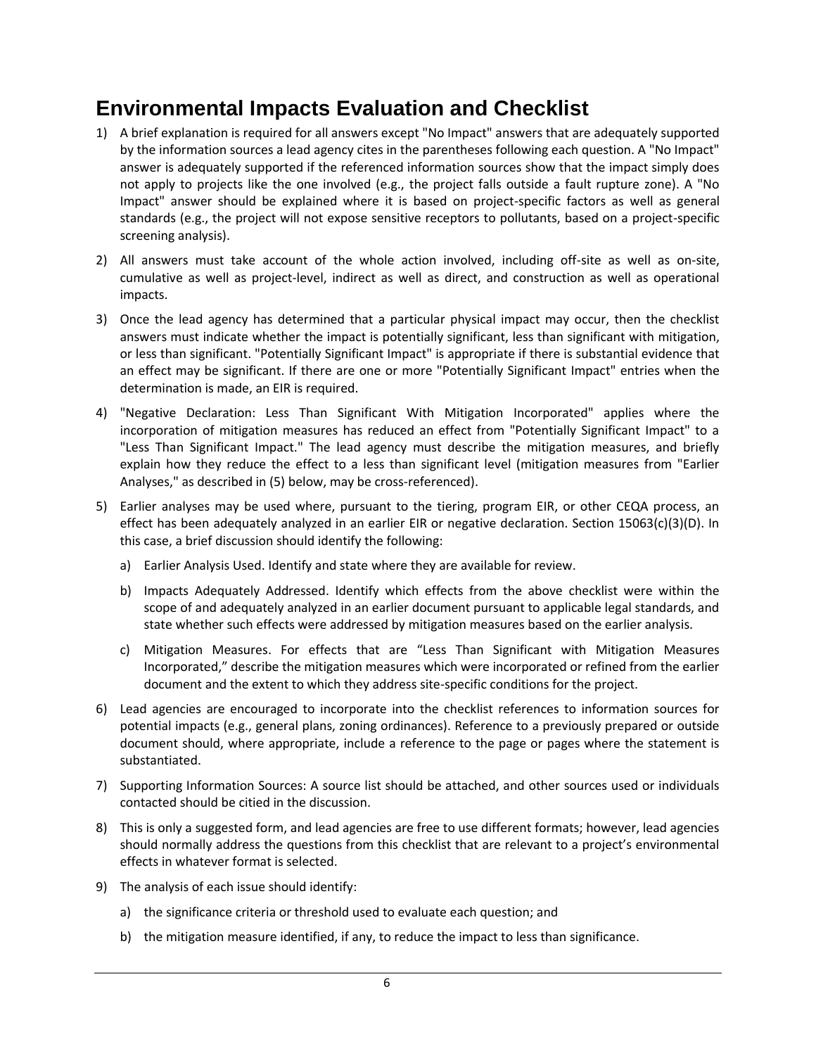# Environmental Impacts Evaluation and Checklist

1) A brief explanation is required for all answers except "No Impact" answers that are adequately supported by the information sources a lead agency cites in the parentheses following each question. A "No Impact" answer is adequately supported if the referenced information sources show that the impact simply does not apply to projects like the one involved (e.g., the project falls outside a fault rupture zone). A "No Impact" answer should be explained where it is based on project-specific factors as well as general standards (e.g., the project will not expose sensitive receptors to pollutants, based on a project-specific screening analysis).

2) All answers must take account of the whole action involved, including off-site as well as on-site, cumulative as well as project-level, indirect as well as direct, and construction as well as operational impacts.

3) Once the lead agency has determined that a particular physical impact may occur, then the checklist answers must indicate whether the impact is potentially significant, less than significant with mitigation, or less than significant. "Potentially Significant Impact" is appropriate if there is substantial evidence that an effect may be significant. If there are one or more "Potentially Significant Impact" entries when the determination is made, an EIR is required.

4) "Negative Declaration: Less Than Significant With Mitigation Incorporated" applies where the incorporation of mitigation measures has reduced an effect from "Potentially Significant Impact" to a "Less Than Significant Impact." The lead agency must describe the mitigation measures, and briefly explain how they reduce the effect to a less than significant level (mitigation measures from "Earlier Analyses," as described in (5) below, may be cross-referenced).

5) Earlier analyses may be used where, pursuant to the tiering, program EIR, or other CEQA process, an effect has been adequately analyzed in an earlier EIR or negative declaration. Section 15063(c)(3)(D). In this case, a brief discussion should identify the following:

   a) Earlier Analysis Used. Identify and state where they are available for review.

   b) Impacts Adequately Addressed. Identify which effects from the above checklist were within the scope of and adequately analyzed in an earlier document pursuant to applicable legal standards, and state whether such effects were addressed by mitigation measures based on the earlier analysis.

   c) Mitigation Measures. For effects that are "Less Than Significant with Mitigation Measures Incorporated," describe the mitigation measures which were incorporated or refined from the earlier document and the extent to which they address site-specific conditions for the project.

6) Lead agencies are encouraged to incorporate into the checklist references to information sources for potential impacts (e.g., general plans, zoning ordinances). Reference to a previously prepared or outside document should, where appropriate, include a reference to the page or pages where the statement is substantiated.

7) Supporting Information Sources: A source list should be attached, and other sources used or individuals contacted should be citied in the discussion.

8) This is only a suggested form, and lead agencies are free to use different formats; however, lead agencies should normally address the questions from this checklist that are relevant to a project's environmental effects in whatever format is selected.

9) The analysis of each issue should identify:

   a) the significance criteria or threshold used to evaluate each question; and

   b) the mitigation measure identified, if any, to reduce the impact to less than significance.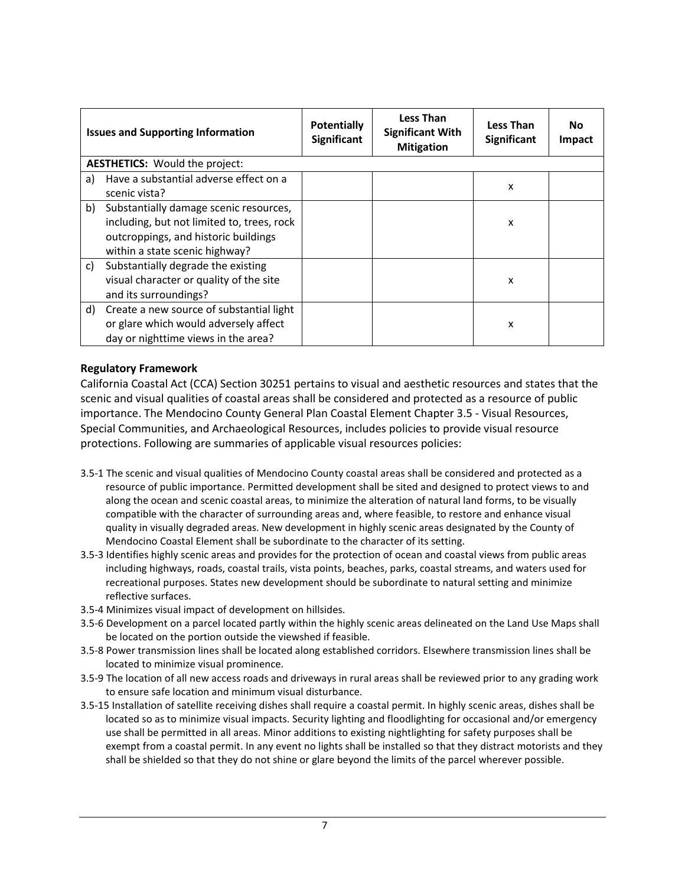| Issues and Supporting Information | Potentially Significant | Less Than Significant With Mitigation | Less Than Significant | No Impact |
|---|---|---|---|---|
| **AESTHETICS:** Would the project: | | | | |
| a) Have a substantial adverse effect on a scenic vista? | | | x | |
| b) Substantially damage scenic resources, including, but not limited to, trees, rock outcroppings, and historic buildings within a state scenic highway? | | | x | |
| c) Substantially degrade the existing visual character or quality of the site and its surroundings? | | | x | |
| d) Create a new source of substantial light or glare which would adversely affect day or nighttime views in the area? | | | x | |

**Regulatory Framework**

California Coastal Act (CCA) Section 30251 pertains to visual and aesthetic resources and states that the scenic and visual qualities of coastal areas shall be considered and protected as a resource of public importance. The Mendocino County General Plan Coastal Element Chapter 3.5 - Visual Resources, Special Communities, and Archaeological Resources, includes policies to provide visual resource protections. Following are summaries of applicable visual resources policies:

3.5-1 The scenic and visual qualities of Mendocino County coastal areas shall be considered and protected as a resource of public importance. Permitted development shall be sited and designed to protect views to and along the ocean and scenic coastal areas, to minimize the alteration of natural land forms, to be visually compatible with the character of surrounding areas and, where feasible, to restore and enhance visual quality in visually degraded areas. New development in highly scenic areas designated by the County of Mendocino Coastal Element shall be subordinate to the character of its setting.

3.5-3 Identifies highly scenic areas and provides for the protection of ocean and coastal views from public areas including highways, roads, coastal trails, vista points, beaches, parks, coastal streams, and waters used for recreational purposes. States new development should be subordinate to natural setting and minimize reflective surfaces.

3.5-4 Minimizes visual impact of development on hillsides.

3.5-6 Development on a parcel located partly within the highly scenic areas delineated on the Land Use Maps shall be located on the portion outside the viewshed if feasible.

3.5-8 Power transmission lines shall be located along established corridors. Elsewhere transmission lines shall be located to minimize visual prominence.

3.5-9 The location of all new access roads and driveways in rural areas shall be reviewed prior to any grading work to ensure safe location and minimum visual disturbance.

3.5-15 Installation of satellite receiving dishes shall require a coastal permit. In highly scenic areas, dishes shall be located so as to minimize visual impacts. Security lighting and floodlighting for occasional and/or emergency use shall be permitted in all areas. Minor additions to existing nightlighting for safety purposes shall be exempt from a coastal permit. In any event no lights shall be installed so that they distract motorists and they shall be shielded so that they do not shine or glare beyond the limits of the parcel wherever possible.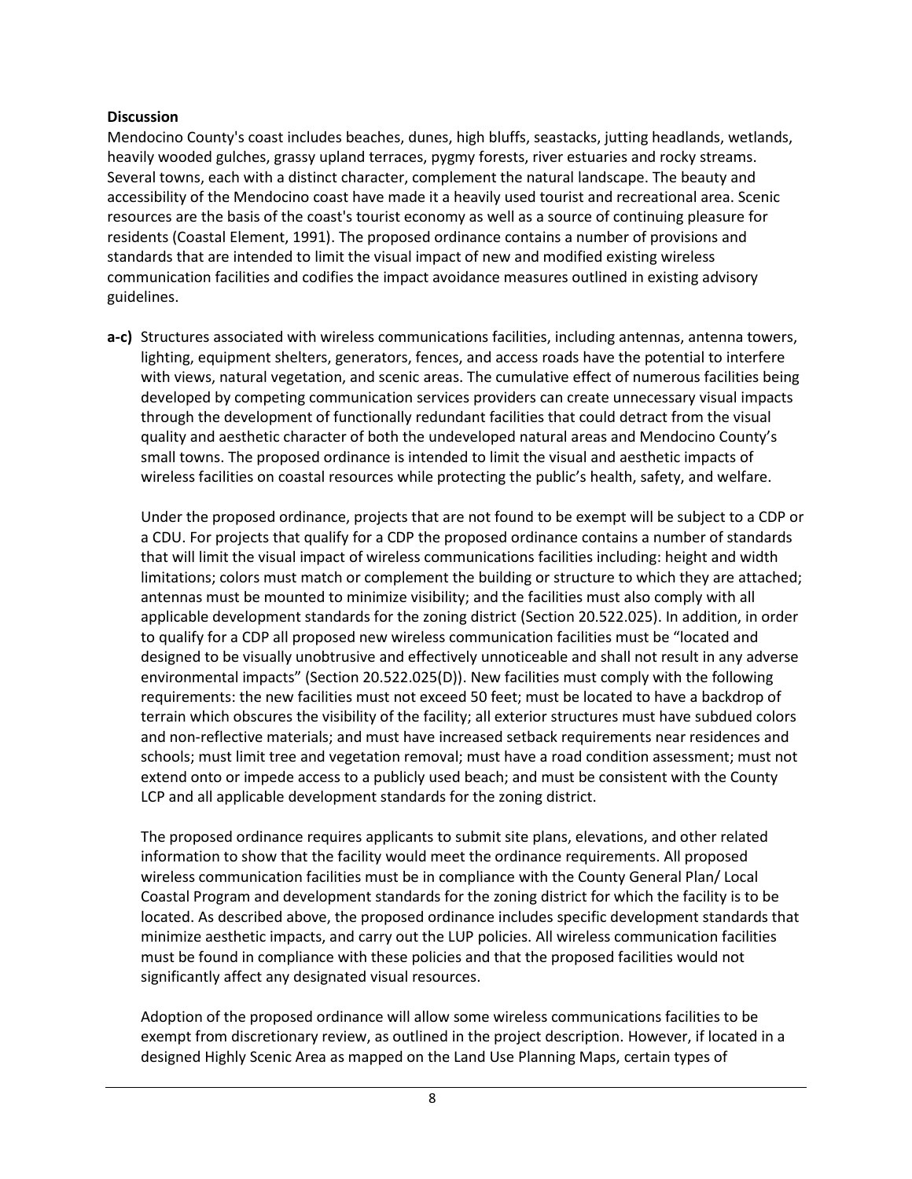**Discussion**

Mendocino County's coast includes beaches, dunes, high bluffs, seastacks, jutting headlands, wetlands, heavily wooded gulches, grassy upland terraces, pygmy forests, river estuaries and rocky streams. Several towns, each with a distinct character, complement the natural landscape. The beauty and accessibility of the Mendocino coast have made it a heavily used tourist and recreational area. Scenic resources are the basis of the coast's tourist economy as well as a source of continuing pleasure for residents (Coastal Element, 1991). The proposed ordinance contains a number of provisions and standards that are intended to limit the visual impact of new and modified existing wireless communication facilities and codifies the impact avoidance measures outlined in existing advisory guidelines.

**a-c)** Structures associated with wireless communications facilities, including antennas, antenna towers, lighting, equipment shelters, generators, fences, and access roads have the potential to interfere with views, natural vegetation, and scenic areas. The cumulative effect of numerous facilities being developed by competing communication services providers can create unnecessary visual impacts through the development of functionally redundant facilities that could detract from the visual quality and aesthetic character of both the undeveloped natural areas and Mendocino County's small towns. The proposed ordinance is intended to limit the visual and aesthetic impacts of wireless facilities on coastal resources while protecting the public's health, safety, and welfare.

Under the proposed ordinance, projects that are not found to be exempt will be subject to a CDP or a CDU. For projects that qualify for a CDP the proposed ordinance contains a number of standards that will limit the visual impact of wireless communications facilities including: height and width limitations; colors must match or complement the building or structure to which they are attached; antennas must be mounted to minimize visibility; and the facilities must also comply with all applicable development standards for the zoning district (Section 20.522.025). In addition, in order to qualify for a CDP all proposed new wireless communication facilities must be "located and designed to be visually unobtrusive and effectively unnoticeable and shall not result in any adverse environmental impacts" (Section 20.522.025(D)). New facilities must comply with the following requirements: the new facilities must not exceed 50 feet; must be located to have a backdrop of terrain which obscures the visibility of the facility; all exterior structures must have subdued colors and non-reflective materials; and must have increased setback requirements near residences and schools; must limit tree and vegetation removal; must have a road condition assessment; must not extend onto or impede access to a publicly used beach; and must be consistent with the County LCP and all applicable development standards for the zoning district.

The proposed ordinance requires applicants to submit site plans, elevations, and other related information to show that the facility would meet the ordinance requirements. All proposed wireless communication facilities must be in compliance with the County General Plan/ Local Coastal Program and development standards for the zoning district for which the facility is to be located. As described above, the proposed ordinance includes specific development standards that minimize aesthetic impacts, and carry out the LUP policies. All wireless communication facilities must be found in compliance with these policies and that the proposed facilities would not significantly affect any designated visual resources.

Adoption of the proposed ordinance will allow some wireless communications facilities to be exempt from discretionary review, as outlined in the project description. However, if located in a designed Highly Scenic Area as mapped on the Land Use Planning Maps, certain types of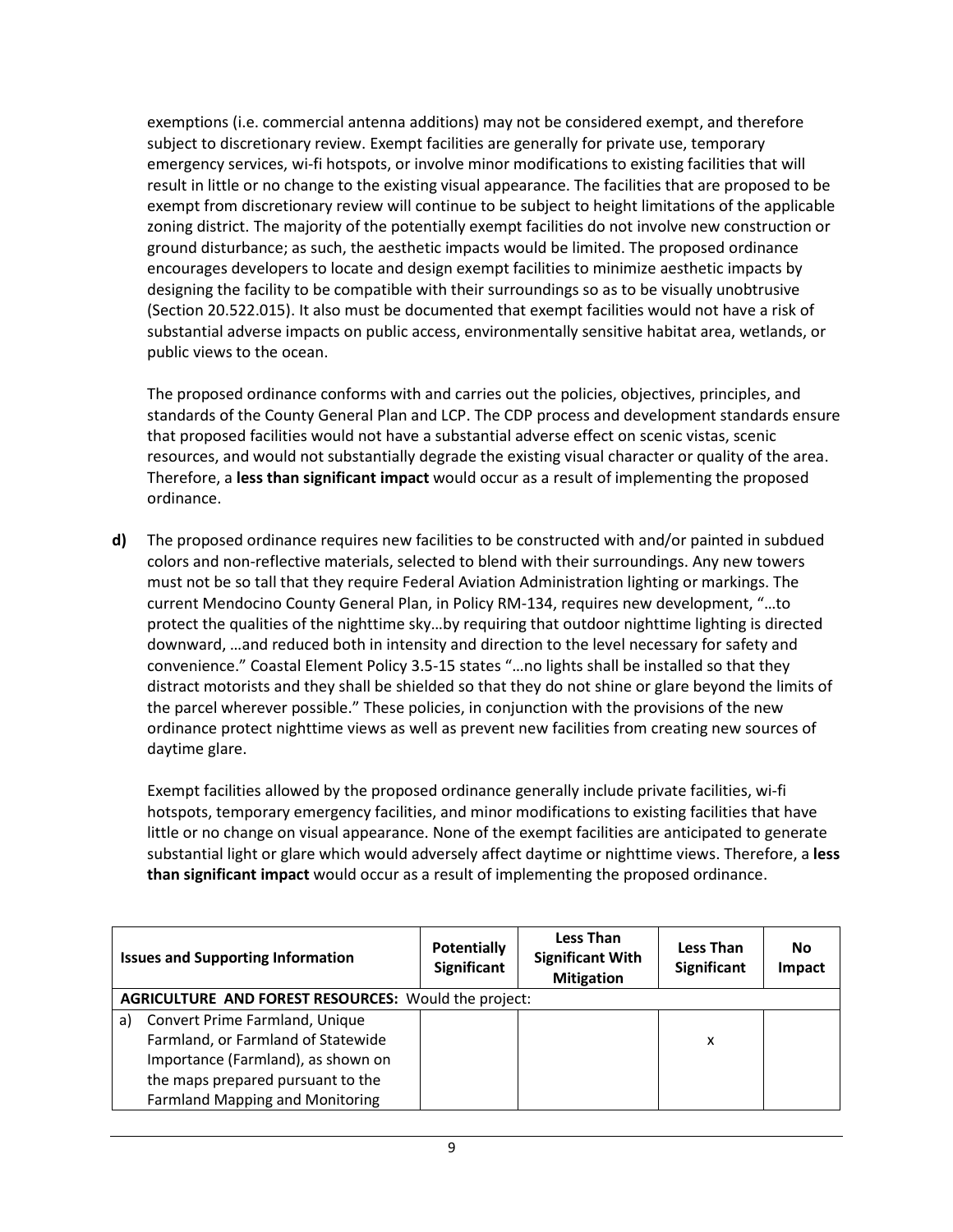exemptions (i.e. commercial antenna additions) may not be considered exempt, and therefore subject to discretionary review. Exempt facilities are generally for private use, temporary emergency services, wi-fi hotspots, or involve minor modifications to existing facilities that will result in little or no change to the existing visual appearance. The facilities that are proposed to be exempt from discretionary review will continue to be subject to height limitations of the applicable zoning district. The majority of the potentially exempt facilities do not involve new construction or ground disturbance; as such, the aesthetic impacts would be limited. The proposed ordinance encourages developers to locate and design exempt facilities to minimize aesthetic impacts by designing the facility to be compatible with their surroundings so as to be visually unobtrusive (Section 20.522.015). It also must be documented that exempt facilities would not have a risk of substantial adverse impacts on public access, environmentally sensitive habitat area, wetlands, or public views to the ocean.

The proposed ordinance conforms with and carries out the policies, objectives, principles, and standards of the County General Plan and LCP. The CDP process and development standards ensure that proposed facilities would not have a substantial adverse effect on scenic vistas, scenic resources, and would not substantially degrade the existing visual character or quality of the area. Therefore, a **less than significant impact** would occur as a result of implementing the proposed ordinance.

**d)** The proposed ordinance requires new facilities to be constructed with and/or painted in subdued colors and non-reflective materials, selected to blend with their surroundings. Any new towers must not be so tall that they require Federal Aviation Administration lighting or markings. The current Mendocino County General Plan, in Policy RM-134, requires new development, "…to protect the qualities of the nighttime sky…by requiring that outdoor nighttime lighting is directed downward, …and reduced both in intensity and direction to the level necessary for safety and convenience." Coastal Element Policy 3.5-15 states "…no lights shall be installed so that they distract motorists and they shall be shielded so that they do not shine or glare beyond the limits of the parcel wherever possible." These policies, in conjunction with the provisions of the new ordinance protect nighttime views as well as prevent new facilities from creating new sources of daytime glare.

Exempt facilities allowed by the proposed ordinance generally include private facilities, wi-fi hotspots, temporary emergency facilities, and minor modifications to existing facilities that have little or no change on visual appearance. None of the exempt facilities are anticipated to generate substantial light or glare which would adversely affect daytime or nighttime views. Therefore, a **less than significant impact** would occur as a result of implementing the proposed ordinance.

| Issues and Supporting Information | Potentially Significant | Less Than Significant With Mitigation | Less Than Significant | No Impact |
|---|---|---|---|---|
| **AGRICULTURE AND FOREST RESOURCES:** Would the project: | | | | |
| a) Convert Prime Farmland, Unique Farmland, or Farmland of Statewide Importance (Farmland), as shown on the maps prepared pursuant to the Farmland Mapping and Monitoring | | | x | |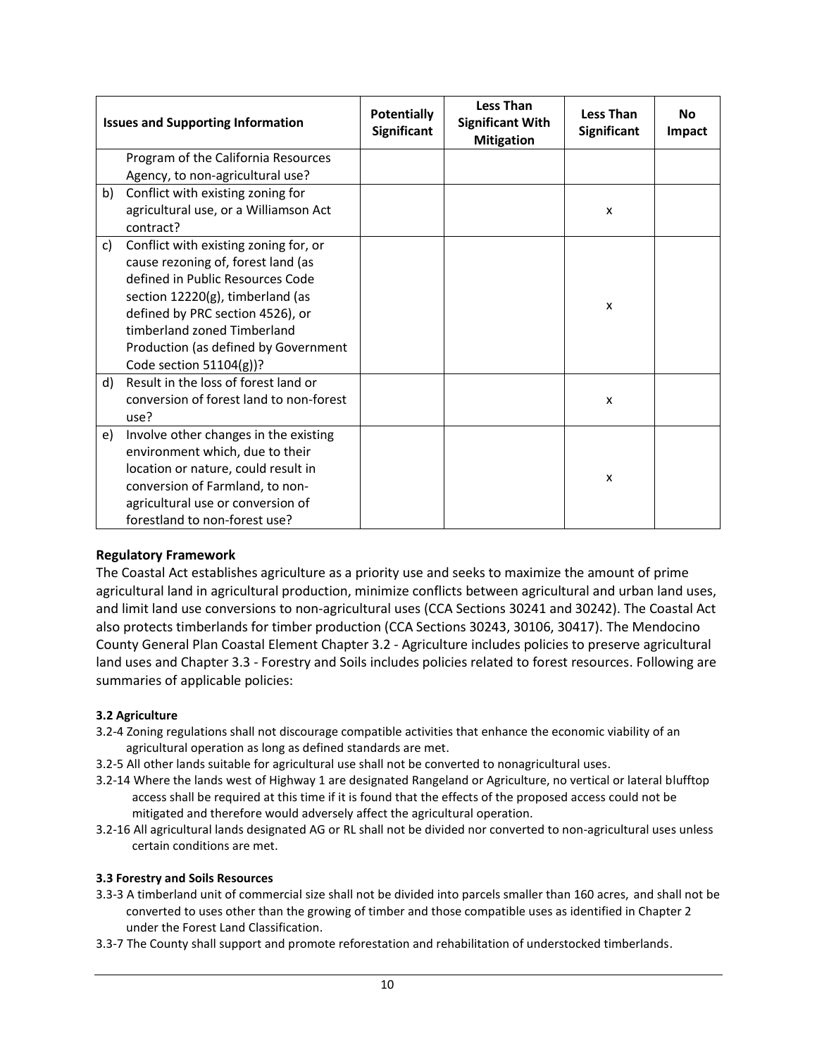| Issues and Supporting Information | Potentially Significant | Less Than Significant With Mitigation | Less Than Significant | No Impact |
|---|---|---|---|---|
| Program of the California Resources Agency, to non-agricultural use? | | | | |
| b) Conflict with existing zoning for agricultural use, or a Williamson Act contract? | | | x | |
| c) Conflict with existing zoning for, or cause rezoning of, forest land (as defined in Public Resources Code section 12220(g), timberland (as defined by PRC section 4526), or timberland zoned Timberland Production (as defined by Government Code section 51104(g))? | | | x | |
| d) Result in the loss of forest land or conversion of forest land to non-forest use? | | | x | |
| e) Involve other changes in the existing environment which, due to their location or nature, could result in conversion of Farmland, to non-agricultural use or conversion of forestland to non-forest use? | | | x | |

**Regulatory Framework**

The Coastal Act establishes agriculture as a priority use and seeks to maximize the amount of prime agricultural land in agricultural production, minimize conflicts between agricultural and urban land uses, and limit land use conversions to non-agricultural uses (CCA Sections 30241 and 30242). The Coastal Act also protects timberlands for timber production (CCA Sections 30243, 30106, 30417). The Mendocino County General Plan Coastal Element Chapter 3.2 - Agriculture includes policies to preserve agricultural land uses and Chapter 3.3 - Forestry and Soils includes policies related to forest resources. Following are summaries of applicable policies:

**3.2 Agriculture**

3.2-4 Zoning regulations shall not discourage compatible activities that enhance the economic viability of an agricultural operation as long as defined standards are met.

3.2-5 All other lands suitable for agricultural use shall not be converted to nonagricultural uses.

3.2-14 Where the lands west of Highway 1 are designated Rangeland or Agriculture, no vertical or lateral blufftop access shall be required at this time if it is found that the effects of the proposed access could not be mitigated and therefore would adversely affect the agricultural operation.

3.2-16 All agricultural lands designated AG or RL shall not be divided nor converted to non-agricultural uses unless certain conditions are met.

**3.3 Forestry and Soils Resources**

3.3-3 A timberland unit of commercial size shall not be divided into parcels smaller than 160 acres, and shall not be converted to uses other than the growing of timber and those compatible uses as identified in Chapter 2 under the Forest Land Classification.

3.3-7 The County shall support and promote reforestation and rehabilitation of understocked timberlands.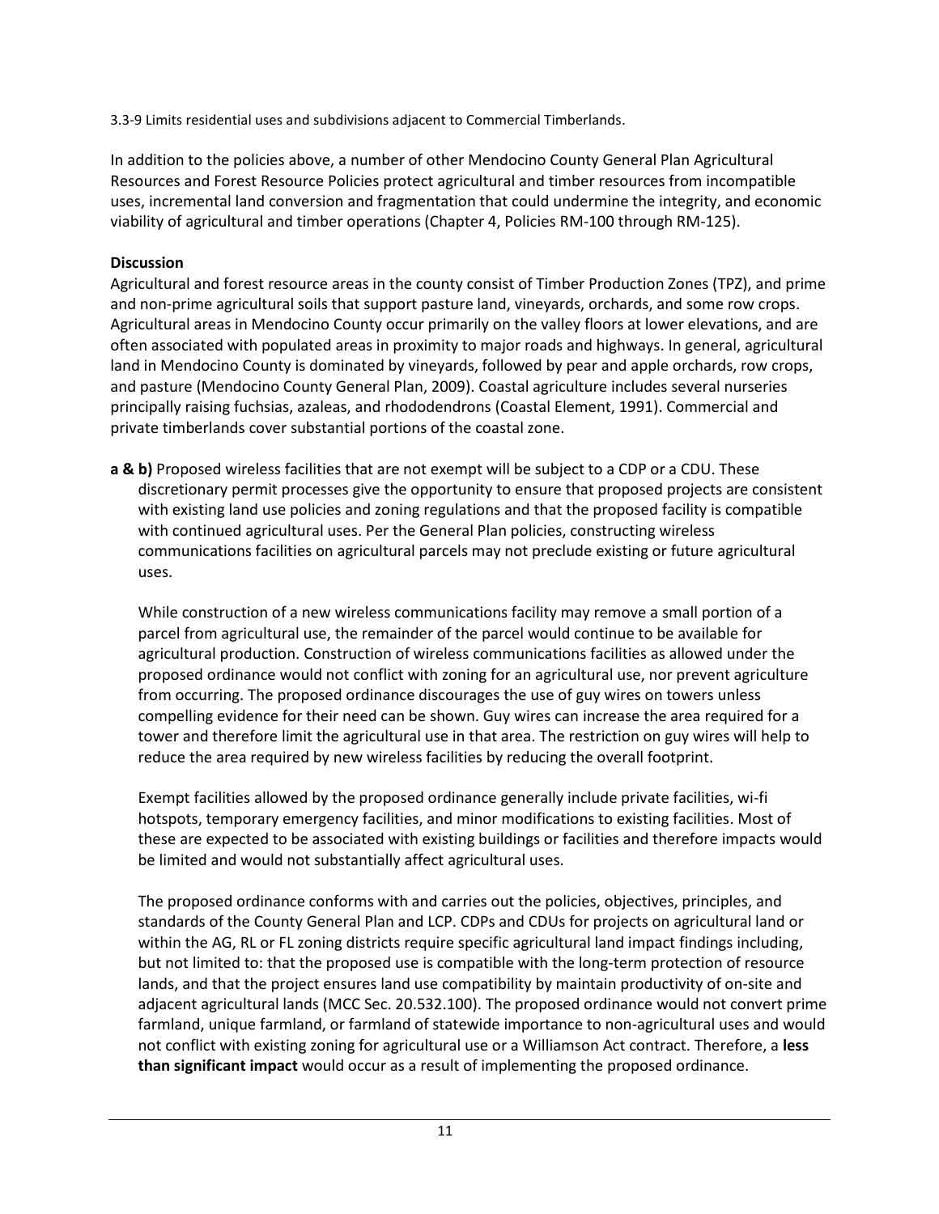3.3-9 Limits residential uses and subdivisions adjacent to Commercial Timberlands.

In addition to the policies above, a number of other Mendocino County General Plan Agricultural Resources and Forest Resource Policies protect agricultural and timber resources from incompatible uses, incremental land conversion and fragmentation that could undermine the integrity, and economic viability of agricultural and timber operations (Chapter 4, Policies RM-100 through RM-125).

**Discussion**

Agricultural and forest resource areas in the county consist of Timber Production Zones (TPZ), and prime and non-prime agricultural soils that support pasture land, vineyards, orchards, and some row crops. Agricultural areas in Mendocino County occur primarily on the valley floors at lower elevations, and are often associated with populated areas in proximity to major roads and highways. In general, agricultural land in Mendocino County is dominated by vineyards, followed by pear and apple orchards, row crops, and pasture (Mendocino County General Plan, 2009). Coastal agriculture includes several nurseries principally raising fuchsias, azaleas, and rhododendrons (Coastal Element, 1991). Commercial and private timberlands cover substantial portions of the coastal zone.

**a & b)** Proposed wireless facilities that are not exempt will be subject to a CDP or a CDU. These discretionary permit processes give the opportunity to ensure that proposed projects are consistent with existing land use policies and zoning regulations and that the proposed facility is compatible with continued agricultural uses. Per the General Plan policies, constructing wireless communications facilities on agricultural parcels may not preclude existing or future agricultural uses.

While construction of a new wireless communications facility may remove a small portion of a parcel from agricultural use, the remainder of the parcel would continue to be available for agricultural production. Construction of wireless communications facilities as allowed under the proposed ordinance would not conflict with zoning for an agricultural use, nor prevent agriculture from occurring. The proposed ordinance discourages the use of guy wires on towers unless compelling evidence for their need can be shown. Guy wires can increase the area required for a tower and therefore limit the agricultural use in that area. The restriction on guy wires will help to reduce the area required by new wireless facilities by reducing the overall footprint.

Exempt facilities allowed by the proposed ordinance generally include private facilities, wi-fi hotspots, temporary emergency facilities, and minor modifications to existing facilities. Most of these are expected to be associated with existing buildings or facilities and therefore impacts would be limited and would not substantially affect agricultural uses.

The proposed ordinance conforms with and carries out the policies, objectives, principles, and standards of the County General Plan and LCP. CDPs and CDUs for projects on agricultural land or within the AG, RL or FL zoning districts require specific agricultural land impact findings including, but not limited to: that the proposed use is compatible with the long-term protection of resource lands, and that the project ensures land use compatibility by maintain productivity of on-site and adjacent agricultural lands (MCC Sec. 20.532.100). The proposed ordinance would not convert prime farmland, unique farmland, or farmland of statewide importance to non-agricultural uses and would not conflict with existing zoning for agricultural use or a Williamson Act contract. Therefore, a **less than significant impact** would occur as a result of implementing the proposed ordinance.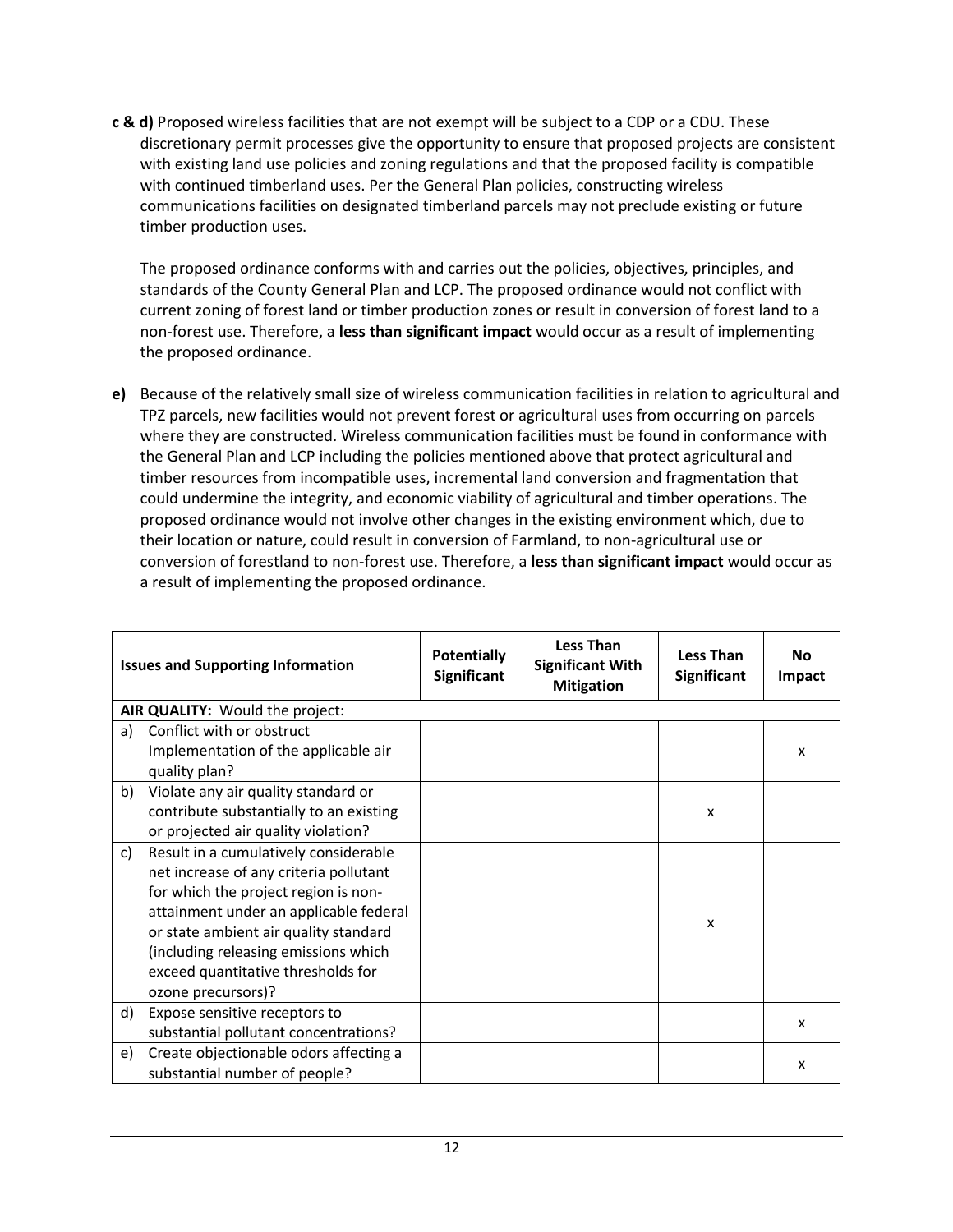**c & d)** Proposed wireless facilities that are not exempt will be subject to a CDP or a CDU. These discretionary permit processes give the opportunity to ensure that proposed projects are consistent with existing land use policies and zoning regulations and that the proposed facility is compatible with continued timberland uses. Per the General Plan policies, constructing wireless communications facilities on designated timberland parcels may not preclude existing or future timber production uses.

The proposed ordinance conforms with and carries out the policies, objectives, principles, and standards of the County General Plan and LCP. The proposed ordinance would not conflict with current zoning of forest land or timber production zones or result in conversion of forest land to a non-forest use. Therefore, a **less than significant impact** would occur as a result of implementing the proposed ordinance.

**e)** Because of the relatively small size of wireless communication facilities in relation to agricultural and TPZ parcels, new facilities would not prevent forest or agricultural uses from occurring on parcels where they are constructed. Wireless communication facilities must be found in conformance with the General Plan and LCP including the policies mentioned above that protect agricultural and timber resources from incompatible uses, incremental land conversion and fragmentation that could undermine the integrity, and economic viability of agricultural and timber operations. The proposed ordinance would not involve other changes in the existing environment which, due to their location or nature, could result in conversion of Farmland, to non-agricultural use or conversion of forestland to non-forest use. Therefore, a **less than significant impact** would occur as a result of implementing the proposed ordinance.

| Issues and Supporting Information | Potentially Significant | Less Than Significant With Mitigation | Less Than Significant | No Impact |
|---|---|---|---|---|
| **AIR QUALITY:** Would the project: | | | | |
| a) Conflict with or obstruct Implementation of the applicable air quality plan? | | | | x |
| b) Violate any air quality standard or contribute substantially to an existing or projected air quality violation? | | | x | |
| c) Result in a cumulatively considerable net increase of any criteria pollutant for which the project region is non-attainment under an applicable federal or state ambient air quality standard (including releasing emissions which exceed quantitative thresholds for ozone precursors)? | | | x | |
| d) Expose sensitive receptors to substantial pollutant concentrations? | | | | x |
| e) Create objectionable odors affecting a substantial number of people? | | | | x |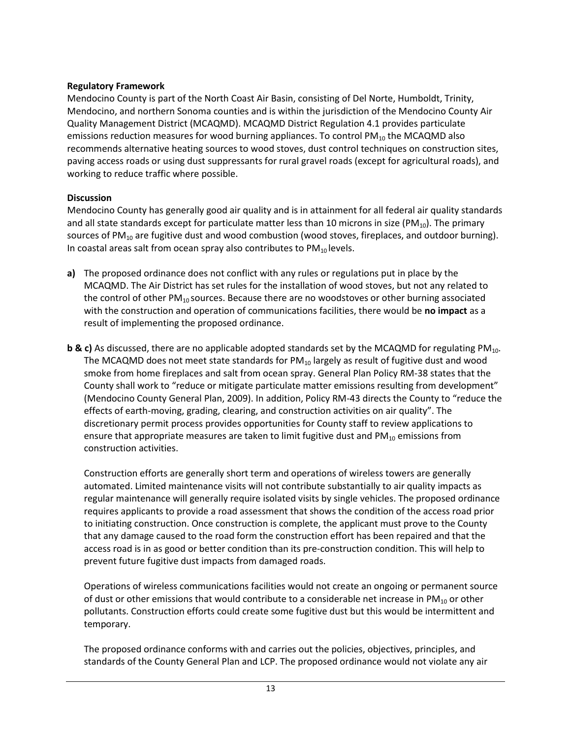**Regulatory Framework**

Mendocino County is part of the North Coast Air Basin, consisting of Del Norte, Humboldt, Trinity, Mendocino, and northern Sonoma counties and is within the jurisdiction of the Mendocino County Air Quality Management District (MCAQMD). MCAQMD District Regulation 4.1 provides particulate emissions reduction measures for wood burning appliances. To control $PM_{10}$ the MCAQMD also recommends alternative heating sources to wood stoves, dust control techniques on construction sites, paving access roads or using dust suppressants for rural gravel roads (except for agricultural roads), and working to reduce traffic where possible.

**Discussion**

Mendocino County has generally good air quality and is in attainment for all federal air quality standards and all state standards except for particulate matter less than 10 microns in size ($PM_{10}$). The primary sources of $PM_{10}$ are fugitive dust and wood combustion (wood stoves, fireplaces, and outdoor burning). In coastal areas salt from ocean spray also contributes to $PM_{10}$ levels.

**a)** The proposed ordinance does not conflict with any rules or regulations put in place by the MCAQMD. The Air District has set rules for the installation of wood stoves, but not any related to the control of other $PM_{10}$ sources. Because there are no woodstoves or other burning associated with the construction and operation of communications facilities, there would be **no impact** as a result of implementing the proposed ordinance.

**b & c)** As discussed, there are no applicable adopted standards set by the MCAQMD for regulating $PM_{10}$. The MCAQMD does not meet state standards for $PM_{10}$ largely as result of fugitive dust and wood smoke from home fireplaces and salt from ocean spray. General Plan Policy RM-38 states that the County shall work to "reduce or mitigate particulate matter emissions resulting from development" (Mendocino County General Plan, 2009). In addition, Policy RM-43 directs the County to "reduce the effects of earth-moving, grading, clearing, and construction activities on air quality". The discretionary permit process provides opportunities for County staff to review applications to ensure that appropriate measures are taken to limit fugitive dust and $PM_{10}$ emissions from construction activities.

Construction efforts are generally short term and operations of wireless towers are generally automated. Limited maintenance visits will not contribute substantially to air quality impacts as regular maintenance will generally require isolated visits by single vehicles. The proposed ordinance requires applicants to provide a road assessment that shows the condition of the access road prior to initiating construction. Once construction is complete, the applicant must prove to the County that any damage caused to the road form the construction effort has been repaired and that the access road is in as good or better condition than its pre-construction condition. This will help to prevent future fugitive dust impacts from damaged roads.

Operations of wireless communications facilities would not create an ongoing or permanent source of dust or other emissions that would contribute to a considerable net increase in $PM_{10}$ or other pollutants. Construction efforts could create some fugitive dust but this would be intermittent and temporary.

The proposed ordinance conforms with and carries out the policies, objectives, principles, and standards of the County General Plan and LCP. The proposed ordinance would not violate any air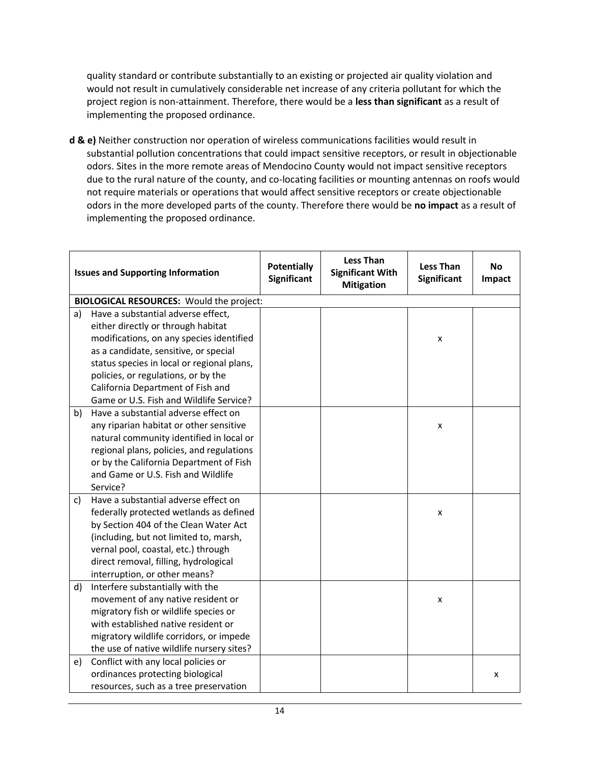quality standard or contribute substantially to an existing or projected air quality violation and would not result in cumulatively considerable net increase of any criteria pollutant for which the project region is non-attainment. Therefore, there would be a **less than significant** as a result of implementing the proposed ordinance.

**d & e)** Neither construction nor operation of wireless communications facilities would result in substantial pollution concentrations that could impact sensitive receptors, or result in objectionable odors. Sites in the more remote areas of Mendocino County would not impact sensitive receptors due to the rural nature of the county, and co-locating facilities or mounting antennas on roofs would not require materials or operations that would affect sensitive receptors or create objectionable odors in the more developed parts of the county. Therefore there would be **no impact** as a result of implementing the proposed ordinance.

| Issues and Supporting Information | Potentially Significant | Less Than Significant With Mitigation | Less Than Significant | No Impact |
|---|---|---|---|---|
| **BIOLOGICAL RESOURCES:** Would the project: | | | | |
| a) Have a substantial adverse effect, either directly or through habitat modifications, on any species identified as a candidate, sensitive, or special status species in local or regional plans, policies, or regulations, or by the California Department of Fish and Game or U.S. Fish and Wildlife Service? | | | x | |
| b) Have a substantial adverse effect on any riparian habitat or other sensitive natural community identified in local or regional plans, policies, and regulations or by the California Department of Fish and Game or U.S. Fish and Wildlife Service? | | | x | |
| c) Have a substantial adverse effect on federally protected wetlands as defined by Section 404 of the Clean Water Act (including, but not limited to, marsh, vernal pool, coastal, etc.) through direct removal, filling, hydrological interruption, or other means? | | | x | |
| d) Interfere substantially with the movement of any native resident or migratory fish or wildlife species or with established native resident or migratory wildlife corridors, or impede the use of native wildlife nursery sites? | | | x | |
| e) Conflict with any local policies or ordinances protecting biological resources, such as a tree preservation | | | | x |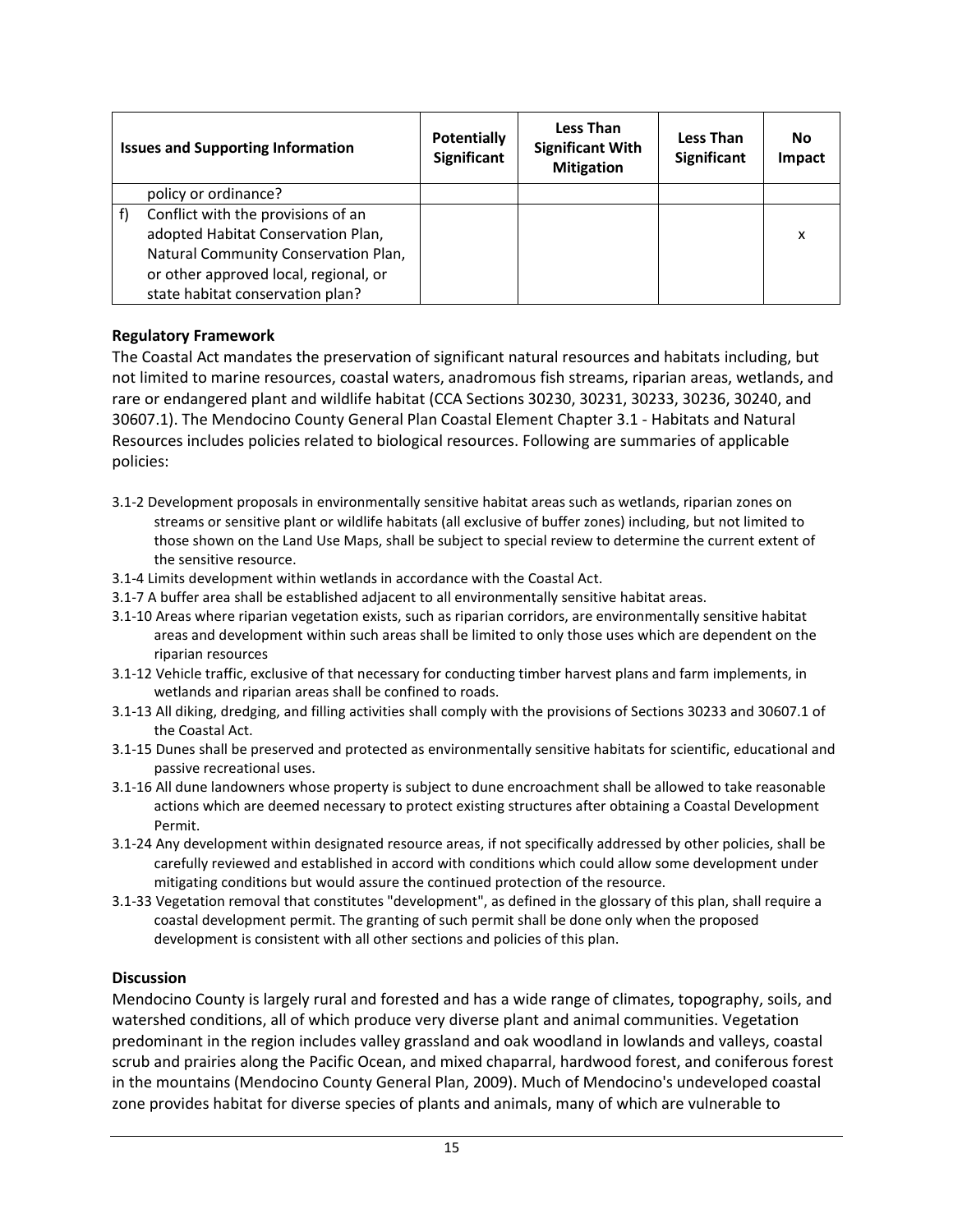| Issues and Supporting Information | Potentially Significant | Less Than Significant With Mitigation | Less Than Significant | No Impact |
|---|---|---|---|---|
| policy or ordinance? | | | | |
| f) Conflict with the provisions of an adopted Habitat Conservation Plan, Natural Community Conservation Plan, or other approved local, regional, or state habitat conservation plan? | | | | x |

**Regulatory Framework**

The Coastal Act mandates the preservation of significant natural resources and habitats including, but not limited to marine resources, coastal waters, anadromous fish streams, riparian areas, wetlands, and rare or endangered plant and wildlife habitat (CCA Sections 30230, 30231, 30233, 30236, 30240, and 30607.1). The Mendocino County General Plan Coastal Element Chapter 3.1 - Habitats and Natural Resources includes policies related to biological resources. Following are summaries of applicable policies:

3.1-2 Development proposals in environmentally sensitive habitat areas such as wetlands, riparian zones on streams or sensitive plant or wildlife habitats (all exclusive of buffer zones) including, but not limited to those shown on the Land Use Maps, shall be subject to special review to determine the current extent of the sensitive resource.

3.1-4 Limits development within wetlands in accordance with the Coastal Act.

3.1-7 A buffer area shall be established adjacent to all environmentally sensitive habitat areas.

3.1-10 Areas where riparian vegetation exists, such as riparian corridors, are environmentally sensitive habitat areas and development within such areas shall be limited to only those uses which are dependent on the riparian resources

3.1-12 Vehicle traffic, exclusive of that necessary for conducting timber harvest plans and farm implements, in wetlands and riparian areas shall be confined to roads.

3.1-13 All diking, dredging, and filling activities shall comply with the provisions of Sections 30233 and 30607.1 of the Coastal Act.

3.1-15 Dunes shall be preserved and protected as environmentally sensitive habitats for scientific, educational and passive recreational uses.

3.1-16 All dune landowners whose property is subject to dune encroachment shall be allowed to take reasonable actions which are deemed necessary to protect existing structures after obtaining a Coastal Development Permit.

3.1-24 Any development within designated resource areas, if not specifically addressed by other policies, shall be carefully reviewed and established in accord with conditions which could allow some development under mitigating conditions but would assure the continued protection of the resource.

3.1-33 Vegetation removal that constitutes "development", as defined in the glossary of this plan, shall require a coastal development permit. The granting of such permit shall be done only when the proposed development is consistent with all other sections and policies of this plan.

**Discussion**

Mendocino County is largely rural and forested and has a wide range of climates, topography, soils, and watershed conditions, all of which produce very diverse plant and animal communities. Vegetation predominant in the region includes valley grassland and oak woodland in lowlands and valleys, coastal scrub and prairies along the Pacific Ocean, and mixed chaparral, hardwood forest, and coniferous forest in the mountains (Mendocino County General Plan, 2009). Much of Mendocino's undeveloped coastal zone provides habitat for diverse species of plants and animals, many of which are vulnerable to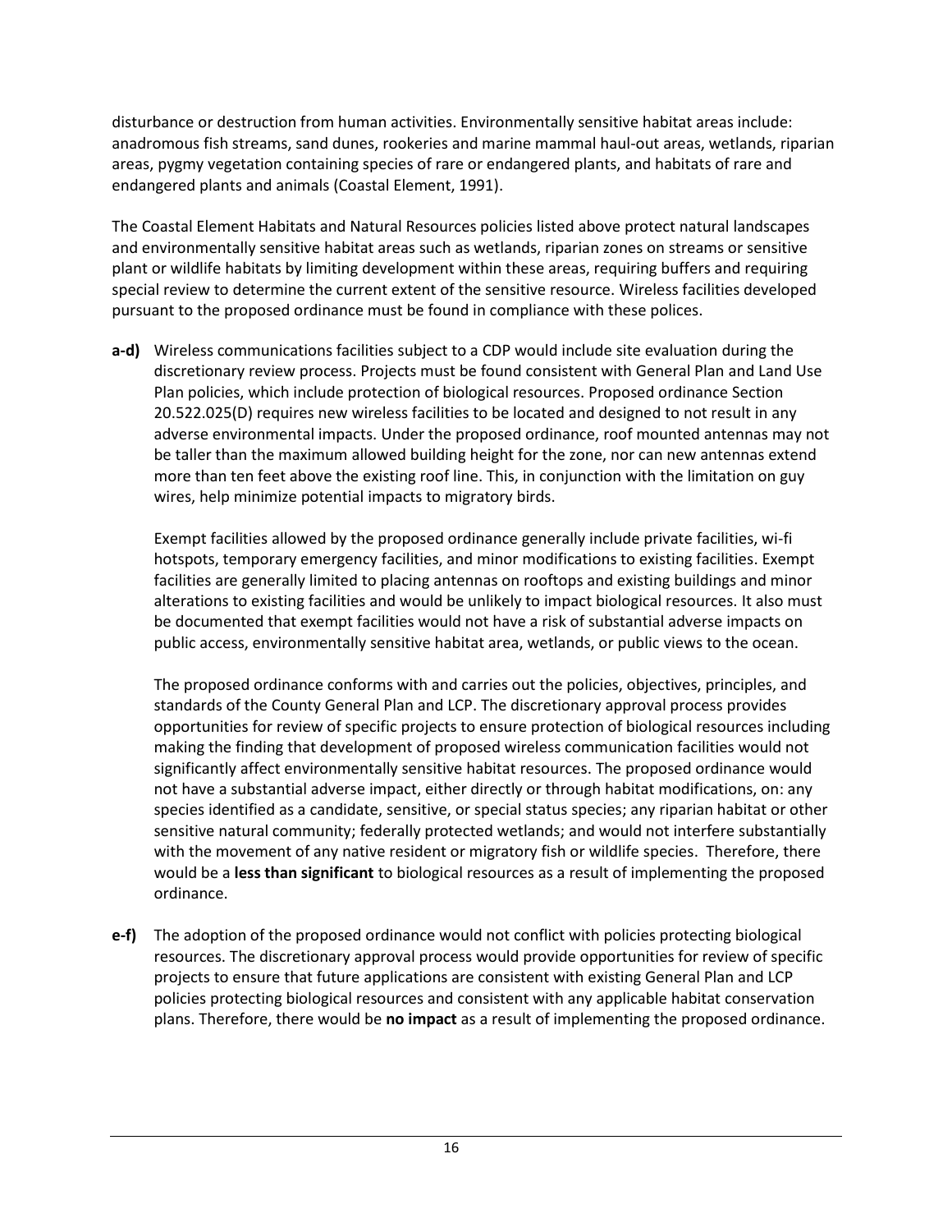disturbance or destruction from human activities. Environmentally sensitive habitat areas include: anadromous fish streams, sand dunes, rookeries and marine mammal haul-out areas, wetlands, riparian areas, pygmy vegetation containing species of rare or endangered plants, and habitats of rare and endangered plants and animals (Coastal Element, 1991).

The Coastal Element Habitats and Natural Resources policies listed above protect natural landscapes and environmentally sensitive habitat areas such as wetlands, riparian zones on streams or sensitive plant or wildlife habitats by limiting development within these areas, requiring buffers and requiring special review to determine the current extent of the sensitive resource. Wireless facilities developed pursuant to the proposed ordinance must be found in compliance with these polices.

**a-d)** Wireless communications facilities subject to a CDP would include site evaluation during the discretionary review process. Projects must be found consistent with General Plan and Land Use Plan policies, which include protection of biological resources. Proposed ordinance Section 20.522.025(D) requires new wireless facilities to be located and designed to not result in any adverse environmental impacts. Under the proposed ordinance, roof mounted antennas may not be taller than the maximum allowed building height for the zone, nor can new antennas extend more than ten feet above the existing roof line. This, in conjunction with the limitation on guy wires, help minimize potential impacts to migratory birds.

Exempt facilities allowed by the proposed ordinance generally include private facilities, wi-fi hotspots, temporary emergency facilities, and minor modifications to existing facilities. Exempt facilities are generally limited to placing antennas on rooftops and existing buildings and minor alterations to existing facilities and would be unlikely to impact biological resources. It also must be documented that exempt facilities would not have a risk of substantial adverse impacts on public access, environmentally sensitive habitat area, wetlands, or public views to the ocean.

The proposed ordinance conforms with and carries out the policies, objectives, principles, and standards of the County General Plan and LCP. The discretionary approval process provides opportunities for review of specific projects to ensure protection of biological resources including making the finding that development of proposed wireless communication facilities would not significantly affect environmentally sensitive habitat resources. The proposed ordinance would not have a substantial adverse impact, either directly or through habitat modifications, on: any species identified as a candidate, sensitive, or special status species; any riparian habitat or other sensitive natural community; federally protected wetlands; and would not interfere substantially with the movement of any native resident or migratory fish or wildlife species. Therefore, there would be a **less than significant** to biological resources as a result of implementing the proposed ordinance.

**e-f)** The adoption of the proposed ordinance would not conflict with policies protecting biological resources. The discretionary approval process would provide opportunities for review of specific projects to ensure that future applications are consistent with existing General Plan and LCP policies protecting biological resources and consistent with any applicable habitat conservation plans. Therefore, there would be **no impact** as a result of implementing the proposed ordinance.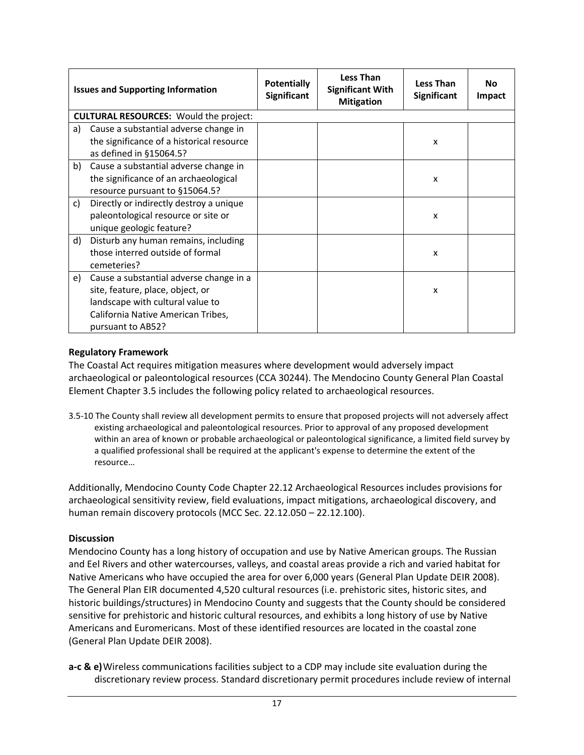| Issues and Supporting Information | Potentially Significant | Less Than Significant With Mitigation | Less Than Significant | No Impact |
|---|---|---|---|---|
| **CULTURAL RESOURCES:** Would the project: | | | | |
| a) Cause a substantial adverse change in the significance of a historical resource as defined in §15064.5? | | | x | |
| b) Cause a substantial adverse change in the significance of an archaeological resource pursuant to §15064.5? | | | x | |
| c) Directly or indirectly destroy a unique paleontological resource or site or unique geologic feature? | | | x | |
| d) Disturb any human remains, including those interred outside of formal cemeteries? | | | x | |
| e) Cause a substantial adverse change in a site, feature, place, object, or landscape with cultural value to California Native American Tribes, pursuant to AB52? | | | x | |

**Regulatory Framework**

The Coastal Act requires mitigation measures where development would adversely impact archaeological or paleontological resources (CCA 30244). The Mendocino County General Plan Coastal Element Chapter 3.5 includes the following policy related to archaeological resources.

3.5-10 The County shall review all development permits to ensure that proposed projects will not adversely affect existing archaeological and paleontological resources. Prior to approval of any proposed development within an area of known or probable archaeological or paleontological significance, a limited field survey by a qualified professional shall be required at the applicant's expense to determine the extent of the resource…

Additionally, Mendocino County Code Chapter 22.12 Archaeological Resources includes provisions for archaeological sensitivity review, field evaluations, impact mitigations, archaeological discovery, and human remain discovery protocols (MCC Sec. 22.12.050 – 22.12.100).

**Discussion**

Mendocino County has a long history of occupation and use by Native American groups. The Russian and Eel Rivers and other watercourses, valleys, and coastal areas provide a rich and varied habitat for Native Americans who have occupied the area for over 6,000 years (General Plan Update DEIR 2008). The General Plan EIR documented 4,520 cultural resources (i.e. prehistoric sites, historic sites, and historic buildings/structures) in Mendocino County and suggests that the County should be considered sensitive for prehistoric and historic cultural resources, and exhibits a long history of use by Native Americans and Euromericans. Most of these identified resources are located in the coastal zone (General Plan Update DEIR 2008).

**a-c & e)** Wireless communications facilities subject to a CDP may include site evaluation during the discretionary review process. Standard discretionary permit procedures include review of internal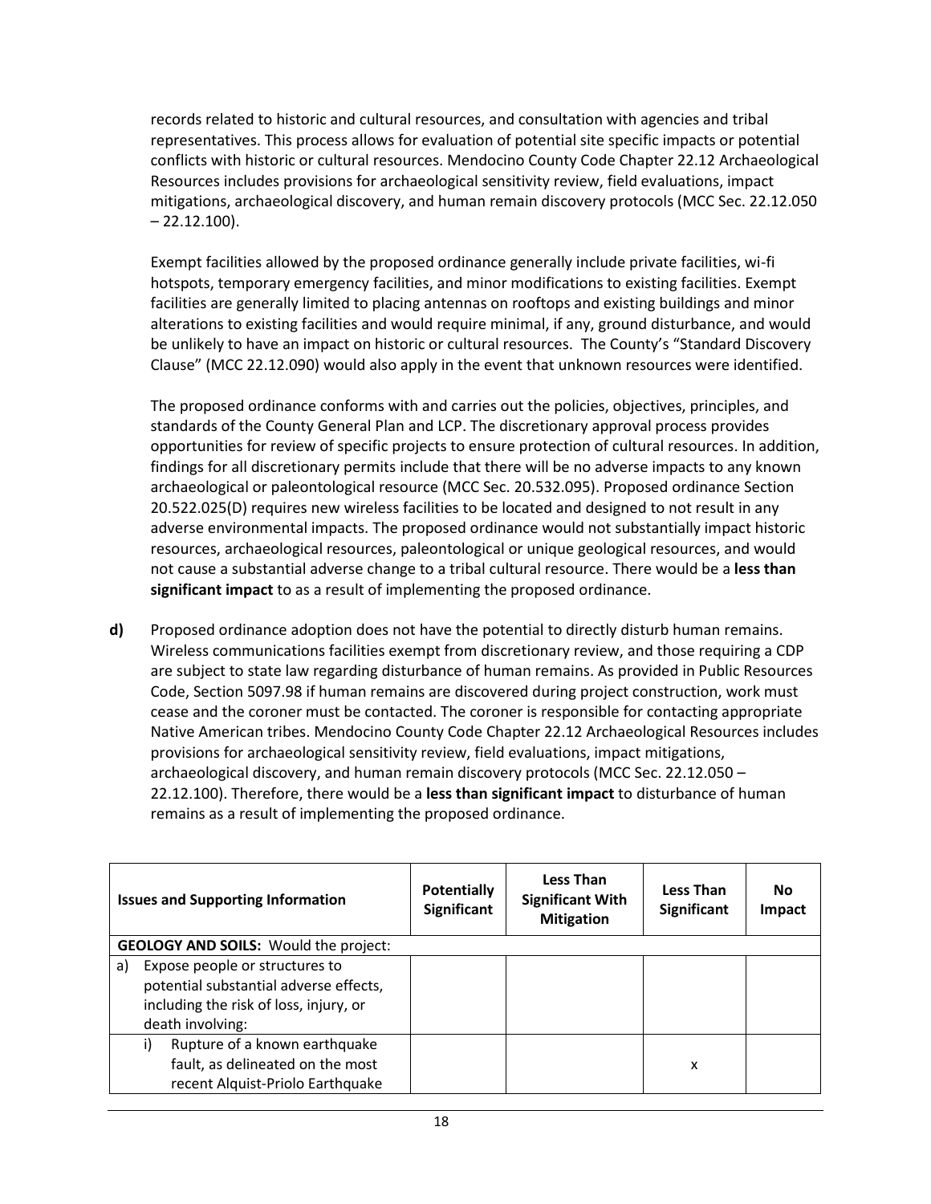records related to historic and cultural resources, and consultation with agencies and tribal representatives. This process allows for evaluation of potential site specific impacts or potential conflicts with historic or cultural resources. Mendocino County Code Chapter 22.12 Archaeological Resources includes provisions for archaeological sensitivity review, field evaluations, impact mitigations, archaeological discovery, and human remain discovery protocols (MCC Sec. 22.12.050 – 22.12.100).

Exempt facilities allowed by the proposed ordinance generally include private facilities, wi-fi hotspots, temporary emergency facilities, and minor modifications to existing facilities. Exempt facilities are generally limited to placing antennas on rooftops and existing buildings and minor alterations to existing facilities and would require minimal, if any, ground disturbance, and would be unlikely to have an impact on historic or cultural resources. The County's "Standard Discovery Clause" (MCC 22.12.090) would also apply in the event that unknown resources were identified.

The proposed ordinance conforms with and carries out the policies, objectives, principles, and standards of the County General Plan and LCP. The discretionary approval process provides opportunities for review of specific projects to ensure protection of cultural resources. In addition, findings for all discretionary permits include that there will be no adverse impacts to any known archaeological or paleontological resource (MCC Sec. 20.532.095). Proposed ordinance Section 20.522.025(D) requires new wireless facilities to be located and designed to not result in any adverse environmental impacts. The proposed ordinance would not substantially impact historic resources, archaeological resources, paleontological or unique geological resources, and would not cause a substantial adverse change to a tribal cultural resource. There would be a **less than significant impact** to as a result of implementing the proposed ordinance.

**d)** Proposed ordinance adoption does not have the potential to directly disturb human remains. Wireless communications facilities exempt from discretionary review, and those requiring a CDP are subject to state law regarding disturbance of human remains. As provided in Public Resources Code, Section 5097.98 if human remains are discovered during project construction, work must cease and the coroner must be contacted. The coroner is responsible for contacting appropriate Native American tribes. Mendocino County Code Chapter 22.12 Archaeological Resources includes provisions for archaeological sensitivity review, field evaluations, impact mitigations, archaeological discovery, and human remain discovery protocols (MCC Sec. 22.12.050 – 22.12.100). Therefore, there would be a **less than significant impact** to disturbance of human remains as a result of implementing the proposed ordinance.

| Issues and Supporting Information | Potentially Significant | Less Than Significant With Mitigation | Less Than Significant | No Impact |
|---|---|---|---|---|
| **GEOLOGY AND SOILS:** Would the project: | | | | |
| a) Expose people or structures to potential substantial adverse effects, including the risk of loss, injury, or death involving: | | | | |
| i) Rupture of a known earthquake fault, as delineated on the most recent Alquist-Priolo Earthquake | | | x | |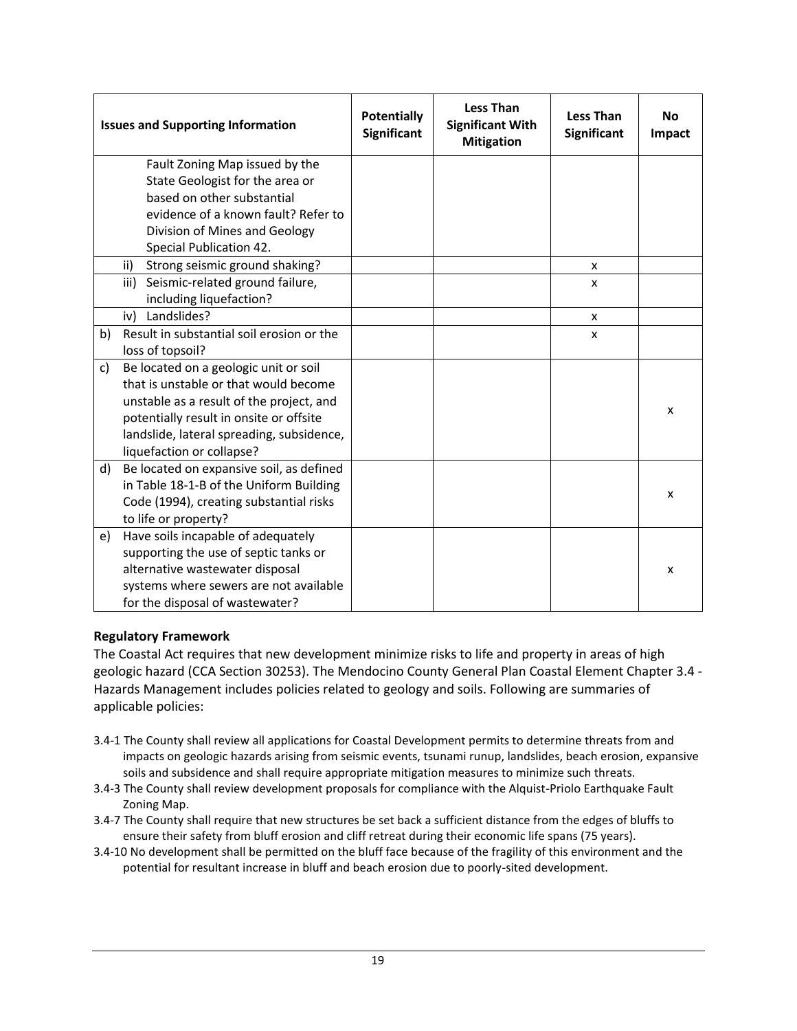| Issues and Supporting Information | Potentially Significant | Less Than Significant With Mitigation | Less Than Significant | No Impact |
|---|---|---|---|---|
| Fault Zoning Map issued by the State Geologist for the area or based on other substantial evidence of a known fault? Refer to Division of Mines and Geology Special Publication 42. | | | | |
| ii) Strong seismic ground shaking? | | | x | |
| iii) Seismic-related ground failure, including liquefaction? | | | x | |
| iv) Landslides? | | | x | |
| b) Result in substantial soil erosion or the loss of topsoil? | | | x | |
| c) Be located on a geologic unit or soil that is unstable or that would become unstable as a result of the project, and potentially result in onsite or offsite landslide, lateral spreading, subsidence, liquefaction or collapse? | | | | x |
| d) Be located on expansive soil, as defined in Table 18-1-B of the Uniform Building Code (1994), creating substantial risks to life or property? | | | | x |
| e) Have soils incapable of adequately supporting the use of septic tanks or alternative wastewater disposal systems where sewers are not available for the disposal of wastewater? | | | | x |

**Regulatory Framework**

The Coastal Act requires that new development minimize risks to life and property in areas of high geologic hazard (CCA Section 30253). The Mendocino County General Plan Coastal Element Chapter 3.4 - Hazards Management includes policies related to geology and soils. Following are summaries of applicable policies:

3.4-1 The County shall review all applications for Coastal Development permits to determine threats from and impacts on geologic hazards arising from seismic events, tsunami runup, landslides, beach erosion, expansive soils and subsidence and shall require appropriate mitigation measures to minimize such threats.

3.4-3 The County shall review development proposals for compliance with the Alquist-Priolo Earthquake Fault Zoning Map.

3.4-7 The County shall require that new structures be set back a sufficient distance from the edges of bluffs to ensure their safety from bluff erosion and cliff retreat during their economic life spans (75 years).

3.4-10 No development shall be permitted on the bluff face because of the fragility of this environment and the potential for resultant increase in bluff and beach erosion due to poorly-sited development.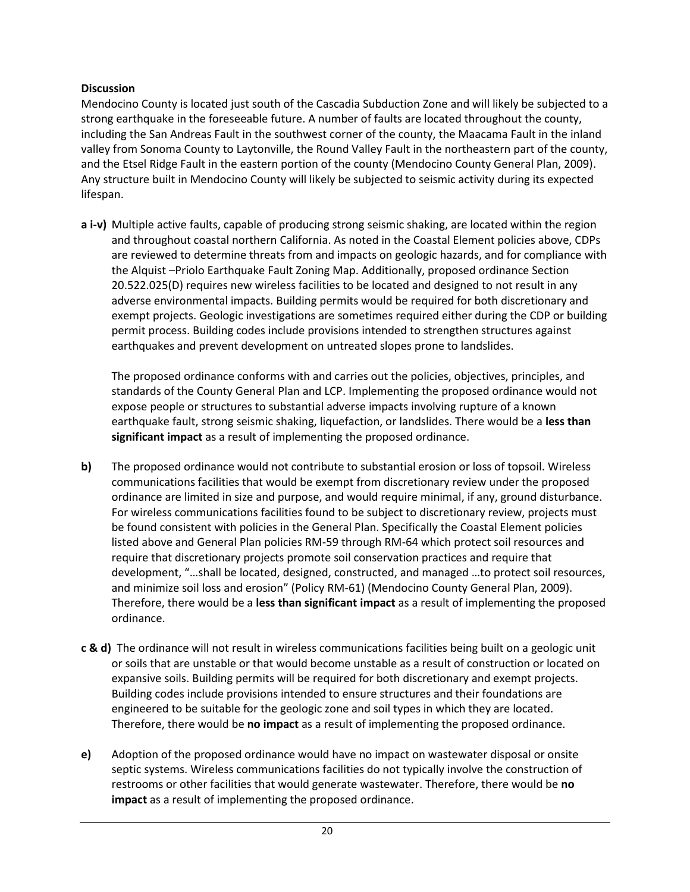**Discussion**

Mendocino County is located just south of the Cascadia Subduction Zone and will likely be subjected to a strong earthquake in the foreseeable future. A number of faults are located throughout the county, including the San Andreas Fault in the southwest corner of the county, the Maacama Fault in the inland valley from Sonoma County to Laytonville, the Round Valley Fault in the northeastern part of the county, and the Etsel Ridge Fault in the eastern portion of the county (Mendocino County General Plan, 2009). Any structure built in Mendocino County will likely be subjected to seismic activity during its expected lifespan.

**a i-v)** Multiple active faults, capable of producing strong seismic shaking, are located within the region and throughout coastal northern California. As noted in the Coastal Element policies above, CDPs are reviewed to determine threats from and impacts on geologic hazards, and for compliance with the Alquist –Priolo Earthquake Fault Zoning Map. Additionally, proposed ordinance Section 20.522.025(D) requires new wireless facilities to be located and designed to not result in any adverse environmental impacts. Building permits would be required for both discretionary and exempt projects. Geologic investigations are sometimes required either during the CDP or building permit process. Building codes include provisions intended to strengthen structures against earthquakes and prevent development on untreated slopes prone to landslides.

The proposed ordinance conforms with and carries out the policies, objectives, principles, and standards of the County General Plan and LCP. Implementing the proposed ordinance would not expose people or structures to substantial adverse impacts involving rupture of a known earthquake fault, strong seismic shaking, liquefaction, or landslides. There would be a **less than significant impact** as a result of implementing the proposed ordinance.

**b)** The proposed ordinance would not contribute to substantial erosion or loss of topsoil. Wireless communications facilities that would be exempt from discretionary review under the proposed ordinance are limited in size and purpose, and would require minimal, if any, ground disturbance. For wireless communications facilities found to be subject to discretionary review, projects must be found consistent with policies in the General Plan. Specifically the Coastal Element policies listed above and General Plan policies RM-59 through RM-64 which protect soil resources and require that discretionary projects promote soil conservation practices and require that development, "…shall be located, designed, constructed, and managed …to protect soil resources, and minimize soil loss and erosion" (Policy RM-61) (Mendocino County General Plan, 2009). Therefore, there would be a **less than significant impact** as a result of implementing the proposed ordinance.

**c & d)** The ordinance will not result in wireless communications facilities being built on a geologic unit or soils that are unstable or that would become unstable as a result of construction or located on expansive soils. Building permits will be required for both discretionary and exempt projects. Building codes include provisions intended to ensure structures and their foundations are engineered to be suitable for the geologic zone and soil types in which they are located. Therefore, there would be **no impact** as a result of implementing the proposed ordinance.

**e)** Adoption of the proposed ordinance would have no impact on wastewater disposal or onsite septic systems. Wireless communications facilities do not typically involve the construction of restrooms or other facilities that would generate wastewater. Therefore, there would be **no impact** as a result of implementing the proposed ordinance.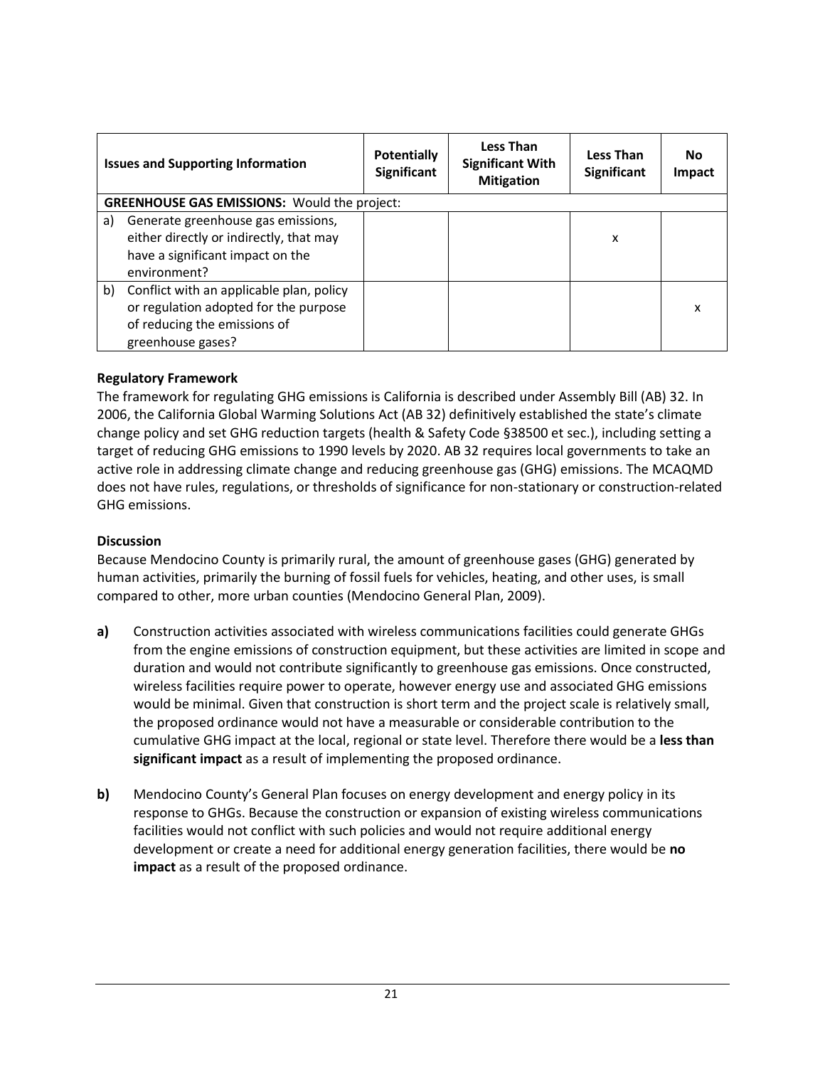| Issues and Supporting Information | Potentially Significant | Less Than Significant With Mitigation | Less Than Significant | No Impact |
|---|---|---|---|---|
| **GREENHOUSE GAS EMISSIONS:** Would the project: | | | | |
| a) Generate greenhouse gas emissions, either directly or indirectly, that may have a significant impact on the environment? | | | x | |
| b) Conflict with an applicable plan, policy or regulation adopted for the purpose of reducing the emissions of greenhouse gases? | | | | x |

**Regulatory Framework**

The framework for regulating GHG emissions is California is described under Assembly Bill (AB) 32. In 2006, the California Global Warming Solutions Act (AB 32) definitively established the state's climate change policy and set GHG reduction targets (health & Safety Code §38500 et sec.), including setting a target of reducing GHG emissions to 1990 levels by 2020. AB 32 requires local governments to take an active role in addressing climate change and reducing greenhouse gas (GHG) emissions. The MCAQMD does not have rules, regulations, or thresholds of significance for non-stationary or construction-related GHG emissions.

**Discussion**

Because Mendocino County is primarily rural, the amount of greenhouse gases (GHG) generated by human activities, primarily the burning of fossil fuels for vehicles, heating, and other uses, is small compared to other, more urban counties (Mendocino General Plan, 2009).

**a)** Construction activities associated with wireless communications facilities could generate GHGs from the engine emissions of construction equipment, but these activities are limited in scope and duration and would not contribute significantly to greenhouse gas emissions. Once constructed, wireless facilities require power to operate, however energy use and associated GHG emissions would be minimal. Given that construction is short term and the project scale is relatively small, the proposed ordinance would not have a measurable or considerable contribution to the cumulative GHG impact at the local, regional or state level. Therefore there would be a **less than significant impact** as a result of implementing the proposed ordinance.

**b)** Mendocino County's General Plan focuses on energy development and energy policy in its response to GHGs. Because the construction or expansion of existing wireless communications facilities would not conflict with such policies and would not require additional energy development or create a need for additional energy generation facilities, there would be **no impact** as a result of the proposed ordinance.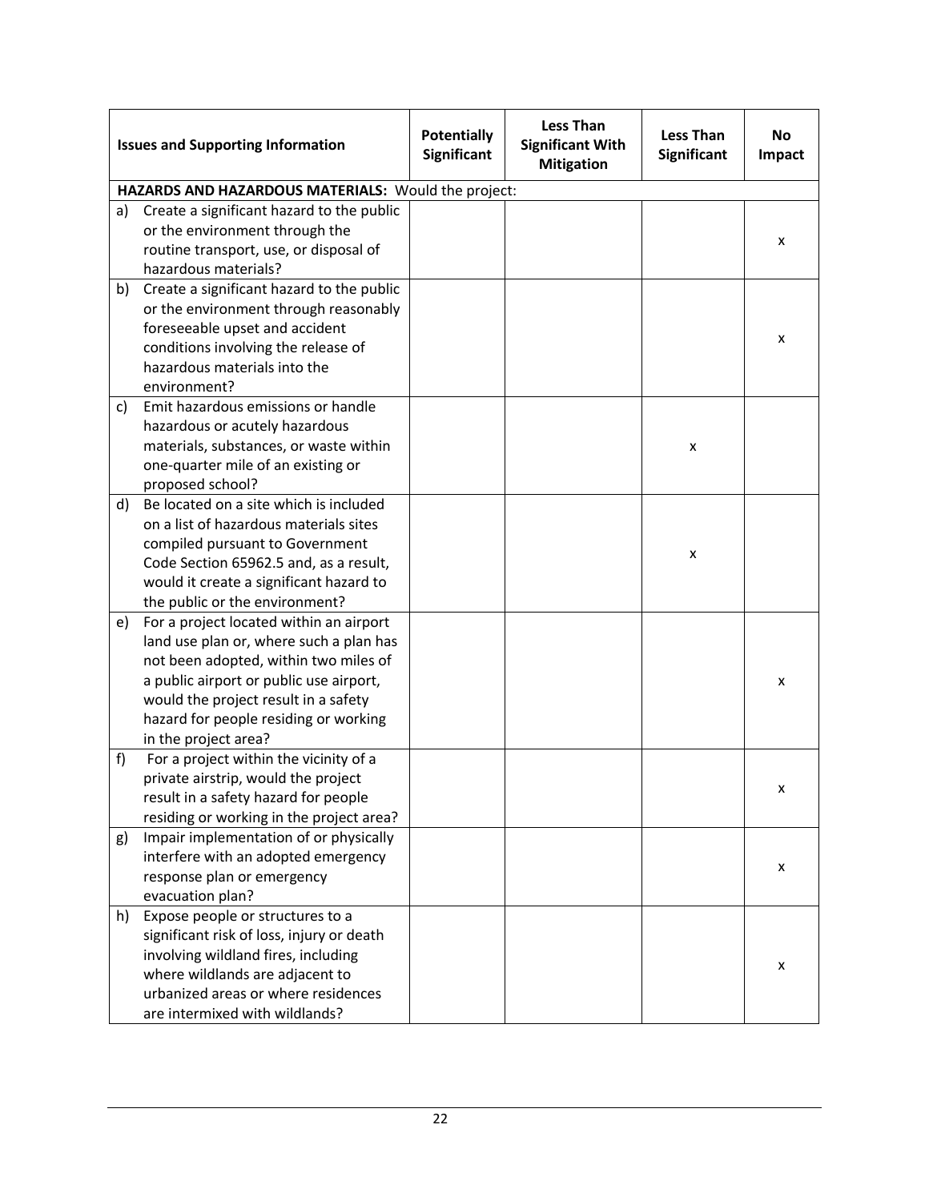| Issues and Supporting Information | Potentially Significant | Less Than Significant With Mitigation | Less Than Significant | No Impact |
|---|---|---|---|---|
| **HAZARDS AND HAZARDOUS MATERIALS:** Would the project: | | | | |
| a) Create a significant hazard to the public or the environment through the routine transport, use, or disposal of hazardous materials? | | | | x |
| b) Create a significant hazard to the public or the environment through reasonably foreseeable upset and accident conditions involving the release of hazardous materials into the environment? | | | | x |
| c) Emit hazardous emissions or handle hazardous or acutely hazardous materials, substances, or waste within one-quarter mile of an existing or proposed school? | | | x | |
| d) Be located on a site which is included on a list of hazardous materials sites compiled pursuant to Government Code Section 65962.5 and, as a result, would it create a significant hazard to the public or the environment? | | | x | |
| e) For a project located within an airport land use plan or, where such a plan has not been adopted, within two miles of a public airport or public use airport, would the project result in a safety hazard for people residing or working in the project area? | | | | x |
| f) For a project within the vicinity of a private airstrip, would the project result in a safety hazard for people residing or working in the project area? | | | | x |
| g) Impair implementation of or physically interfere with an adopted emergency response plan or emergency evacuation plan? | | | | x |
| h) Expose people or structures to a significant risk of loss, injury or death involving wildland fires, including where wildlands are adjacent to urbanized areas or where residences are intermixed with wildlands? | | | | x |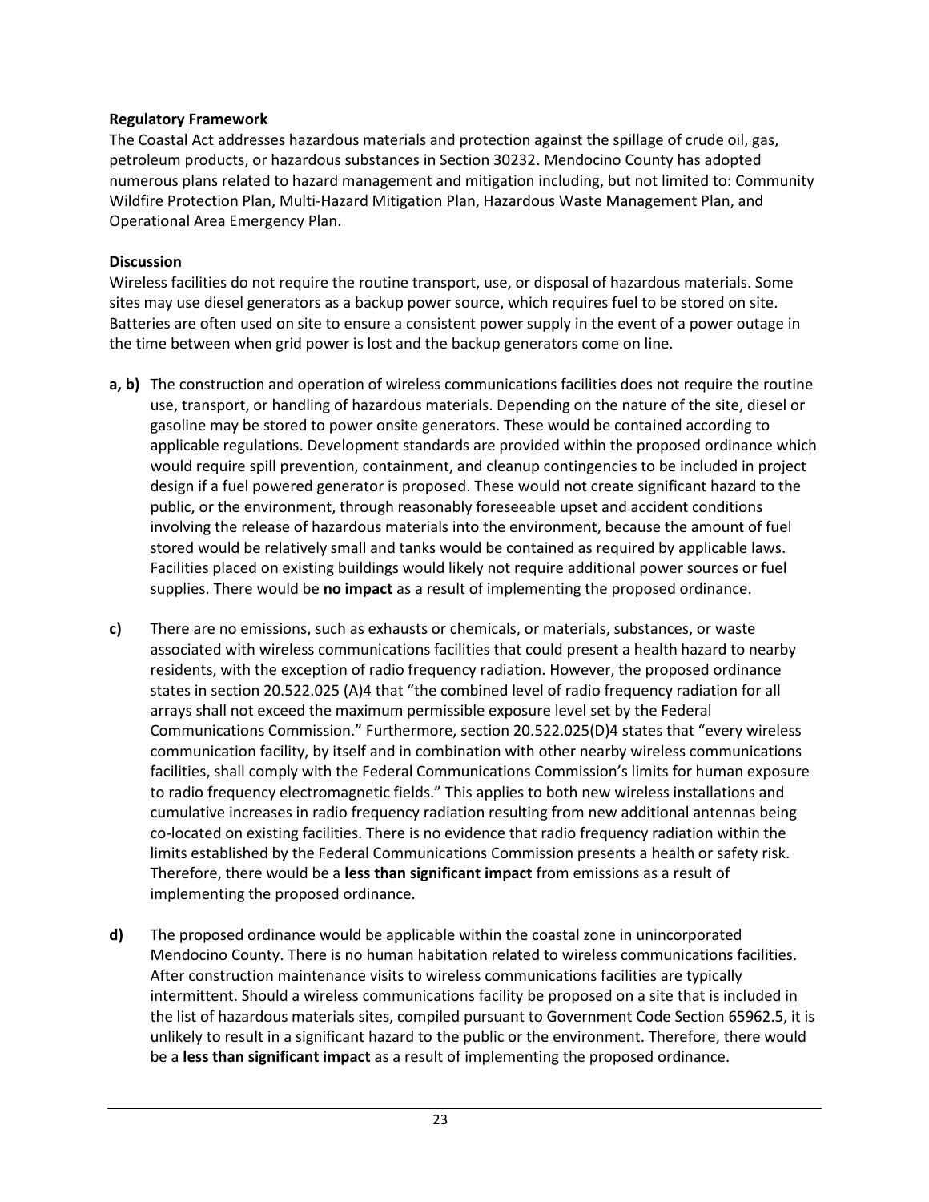**Regulatory Framework**

The Coastal Act addresses hazardous materials and protection against the spillage of crude oil, gas, petroleum products, or hazardous substances in Section 30232. Mendocino County has adopted numerous plans related to hazard management and mitigation including, but not limited to: Community Wildfire Protection Plan, Multi-Hazard Mitigation Plan, Hazardous Waste Management Plan, and Operational Area Emergency Plan.

**Discussion**

Wireless facilities do not require the routine transport, use, or disposal of hazardous materials. Some sites may use diesel generators as a backup power source, which requires fuel to be stored on site. Batteries are often used on site to ensure a consistent power supply in the event of a power outage in the time between when grid power is lost and the backup generators come on line.

**a, b)** The construction and operation of wireless communications facilities does not require the routine use, transport, or handling of hazardous materials. Depending on the nature of the site, diesel or gasoline may be stored to power onsite generators. These would be contained according to applicable regulations. Development standards are provided within the proposed ordinance which would require spill prevention, containment, and cleanup contingencies to be included in project design if a fuel powered generator is proposed. These would not create significant hazard to the public, or the environment, through reasonably foreseeable upset and accident conditions involving the release of hazardous materials into the environment, because the amount of fuel stored would be relatively small and tanks would be contained as required by applicable laws. Facilities placed on existing buildings would likely not require additional power sources or fuel supplies. There would be **no impact** as a result of implementing the proposed ordinance.

**c)** There are no emissions, such as exhausts or chemicals, or materials, substances, or waste associated with wireless communications facilities that could present a health hazard to nearby residents, with the exception of radio frequency radiation. However, the proposed ordinance states in section 20.522.025 (A)4 that "the combined level of radio frequency radiation for all arrays shall not exceed the maximum permissible exposure level set by the Federal Communications Commission." Furthermore, section 20.522.025(D)4 states that "every wireless communication facility, by itself and in combination with other nearby wireless communications facilities, shall comply with the Federal Communications Commission's limits for human exposure to radio frequency electromagnetic fields." This applies to both new wireless installations and cumulative increases in radio frequency radiation resulting from new additional antennas being co-located on existing facilities. There is no evidence that radio frequency radiation within the limits established by the Federal Communications Commission presents a health or safety risk. Therefore, there would be a **less than significant impact** from emissions as a result of implementing the proposed ordinance.

**d)** The proposed ordinance would be applicable within the coastal zone in unincorporated Mendocino County. There is no human habitation related to wireless communications facilities. After construction maintenance visits to wireless communications facilities are typically intermittent. Should a wireless communications facility be proposed on a site that is included in the list of hazardous materials sites, compiled pursuant to Government Code Section 65962.5, it is unlikely to result in a significant hazard to the public or the environment. Therefore, there would be a **less than significant impact** as a result of implementing the proposed ordinance.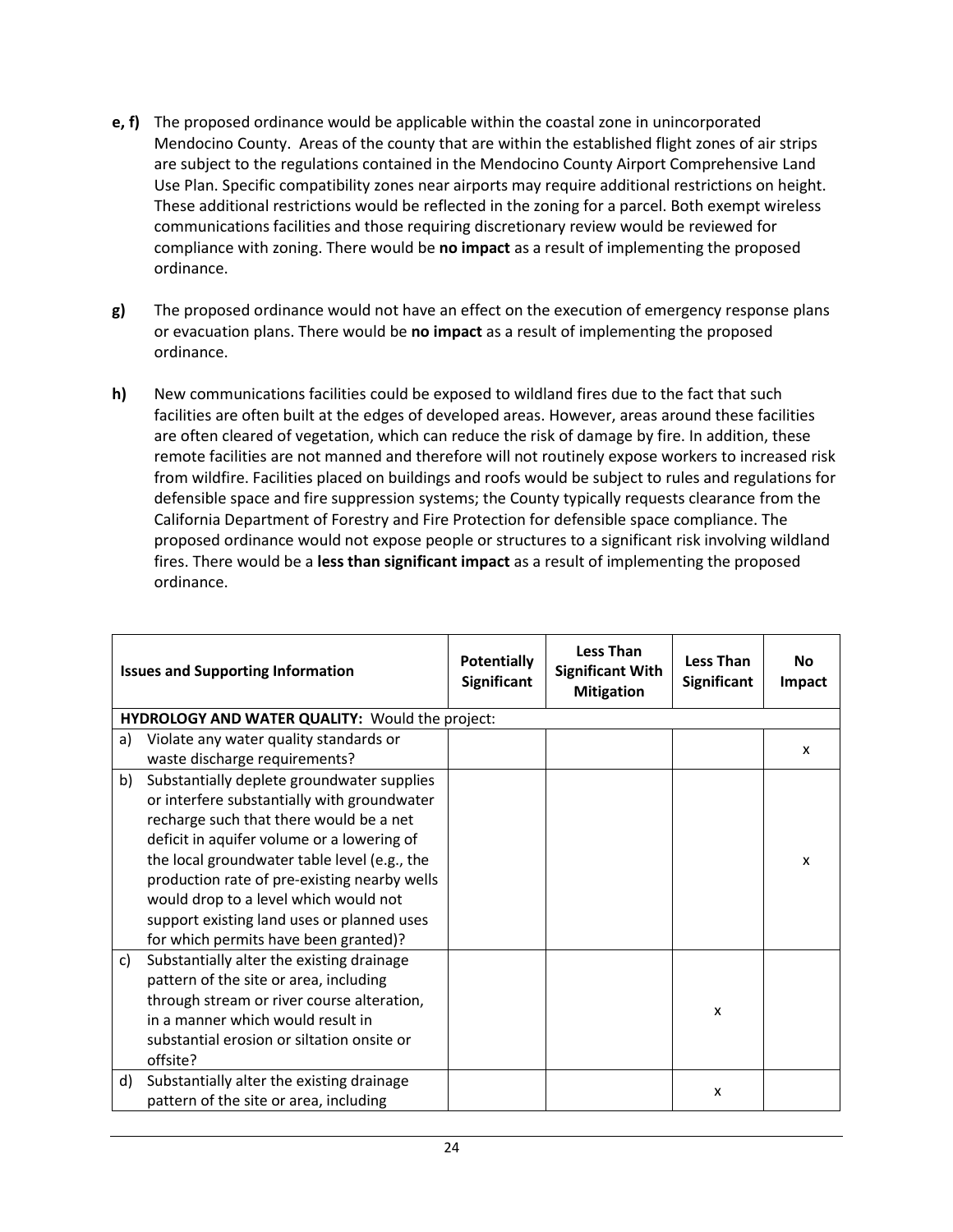**e, f)** The proposed ordinance would be applicable within the coastal zone in unincorporated Mendocino County. Areas of the county that are within the established flight zones of air strips are subject to the regulations contained in the Mendocino County Airport Comprehensive Land Use Plan. Specific compatibility zones near airports may require additional restrictions on height. These additional restrictions would be reflected in the zoning for a parcel. Both exempt wireless communications facilities and those requiring discretionary review would be reviewed for compliance with zoning. There would be **no impact** as a result of implementing the proposed ordinance.

**g)** The proposed ordinance would not have an effect on the execution of emergency response plans or evacuation plans. There would be **no impact** as a result of implementing the proposed ordinance.

**h)** New communications facilities could be exposed to wildland fires due to the fact that such facilities are often built at the edges of developed areas. However, areas around these facilities are often cleared of vegetation, which can reduce the risk of damage by fire. In addition, these remote facilities are not manned and therefore will not routinely expose workers to increased risk from wildfire. Facilities placed on buildings and roofs would be subject to rules and regulations for defensible space and fire suppression systems; the County typically requests clearance from the California Department of Forestry and Fire Protection for defensible space compliance. The proposed ordinance would not expose people or structures to a significant risk involving wildland fires. There would be a **less than significant impact** as a result of implementing the proposed ordinance.

| Issues and Supporting Information | Potentially Significant | Less Than Significant With Mitigation | Less Than Significant | No Impact |
|---|---|---|---|---|
| **HYDROLOGY AND WATER QUALITY:** Would the project: | | | | |
| a) Violate any water quality standards or waste discharge requirements? | | | | x |
| b) Substantially deplete groundwater supplies or interfere substantially with groundwater recharge such that there would be a net deficit in aquifer volume or a lowering of the local groundwater table level (e.g., the production rate of pre-existing nearby wells would drop to a level which would not support existing land uses or planned uses for which permits have been granted)? | | | | x |
| c) Substantially alter the existing drainage pattern of the site or area, including through stream or river course alteration, in a manner which would result in substantial erosion or siltation onsite or offsite? | | | x | |
| d) Substantially alter the existing drainage pattern of the site or area, including | | | x | |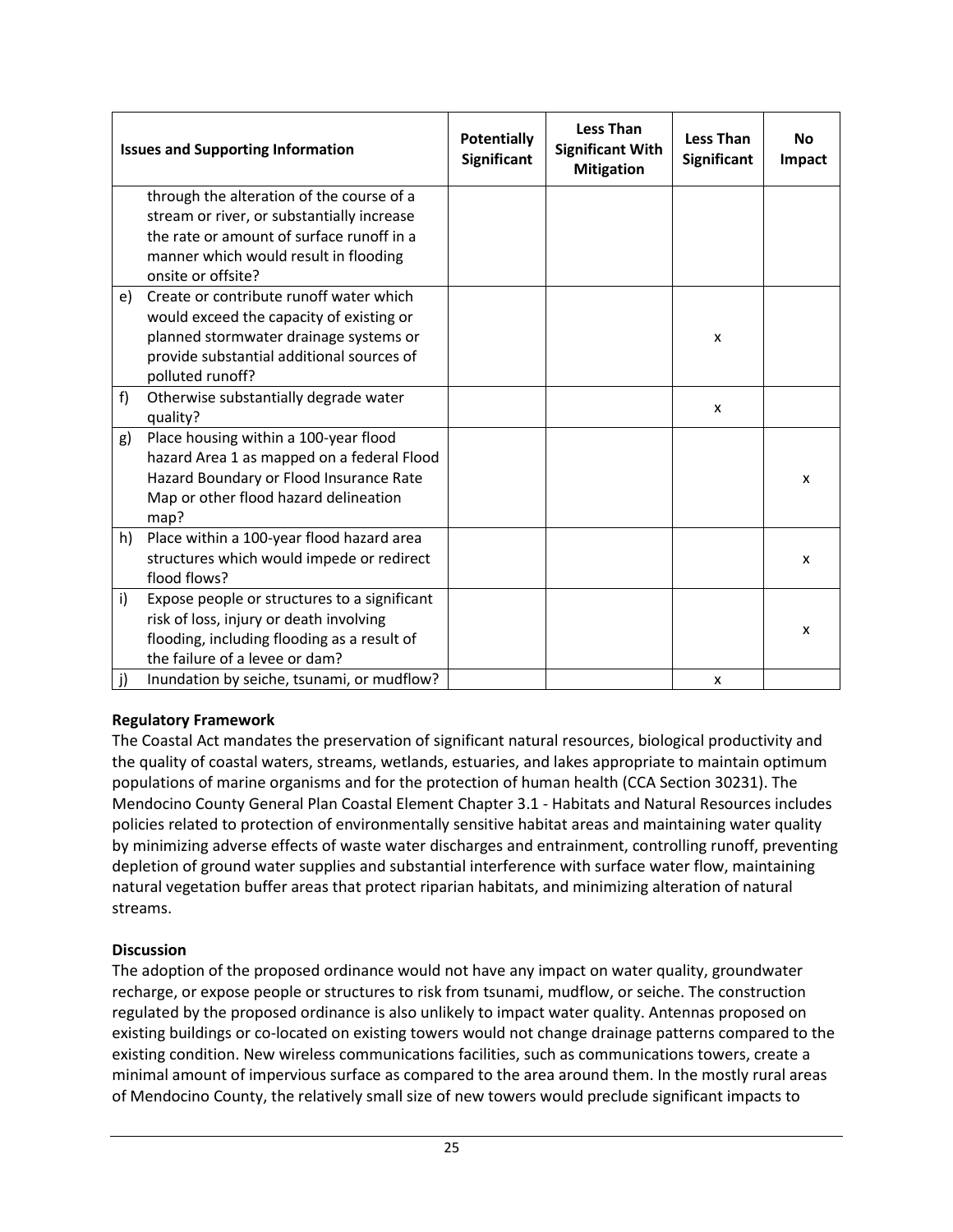| Issues and Supporting Information | Potentially Significant | Less Than Significant With Mitigation | Less Than Significant | No Impact |
|---|---|---|---|---|
| through the alteration of the course of a stream or river, or substantially increase the rate or amount of surface runoff in a manner which would result in flooding onsite or offsite? | | | | |
| e) Create or contribute runoff water which would exceed the capacity of existing or planned stormwater drainage systems or provide substantial additional sources of polluted runoff? | | | x | |
| f) Otherwise substantially degrade water quality? | | | x | |
| g) Place housing within a 100-year flood hazard Area 1 as mapped on a federal Flood Hazard Boundary or Flood Insurance Rate Map or other flood hazard delineation map? | | | | x |
| h) Place within a 100-year flood hazard area structures which would impede or redirect flood flows? | | | | x |
| i) Expose people or structures to a significant risk of loss, injury or death involving flooding, including flooding as a result of the failure of a levee or dam? | | | | x |
| j) Inundation by seiche, tsunami, or mudflow? | | | x | |

**Regulatory Framework**

The Coastal Act mandates the preservation of significant natural resources, biological productivity and the quality of coastal waters, streams, wetlands, estuaries, and lakes appropriate to maintain optimum populations of marine organisms and for the protection of human health (CCA Section 30231). The Mendocino County General Plan Coastal Element Chapter 3.1 - Habitats and Natural Resources includes policies related to protection of environmentally sensitive habitat areas and maintaining water quality by minimizing adverse effects of waste water discharges and entrainment, controlling runoff, preventing depletion of ground water supplies and substantial interference with surface water flow, maintaining natural vegetation buffer areas that protect riparian habitats, and minimizing alteration of natural streams.

**Discussion**

The adoption of the proposed ordinance would not have any impact on water quality, groundwater recharge, or expose people or structures to risk from tsunami, mudflow, or seiche. The construction regulated by the proposed ordinance is also unlikely to impact water quality. Antennas proposed on existing buildings or co-located on existing towers would not change drainage patterns compared to the existing condition. New wireless communications facilities, such as communications towers, create a minimal amount of impervious surface as compared to the area around them. In the mostly rural areas of Mendocino County, the relatively small size of new towers would preclude significant impacts to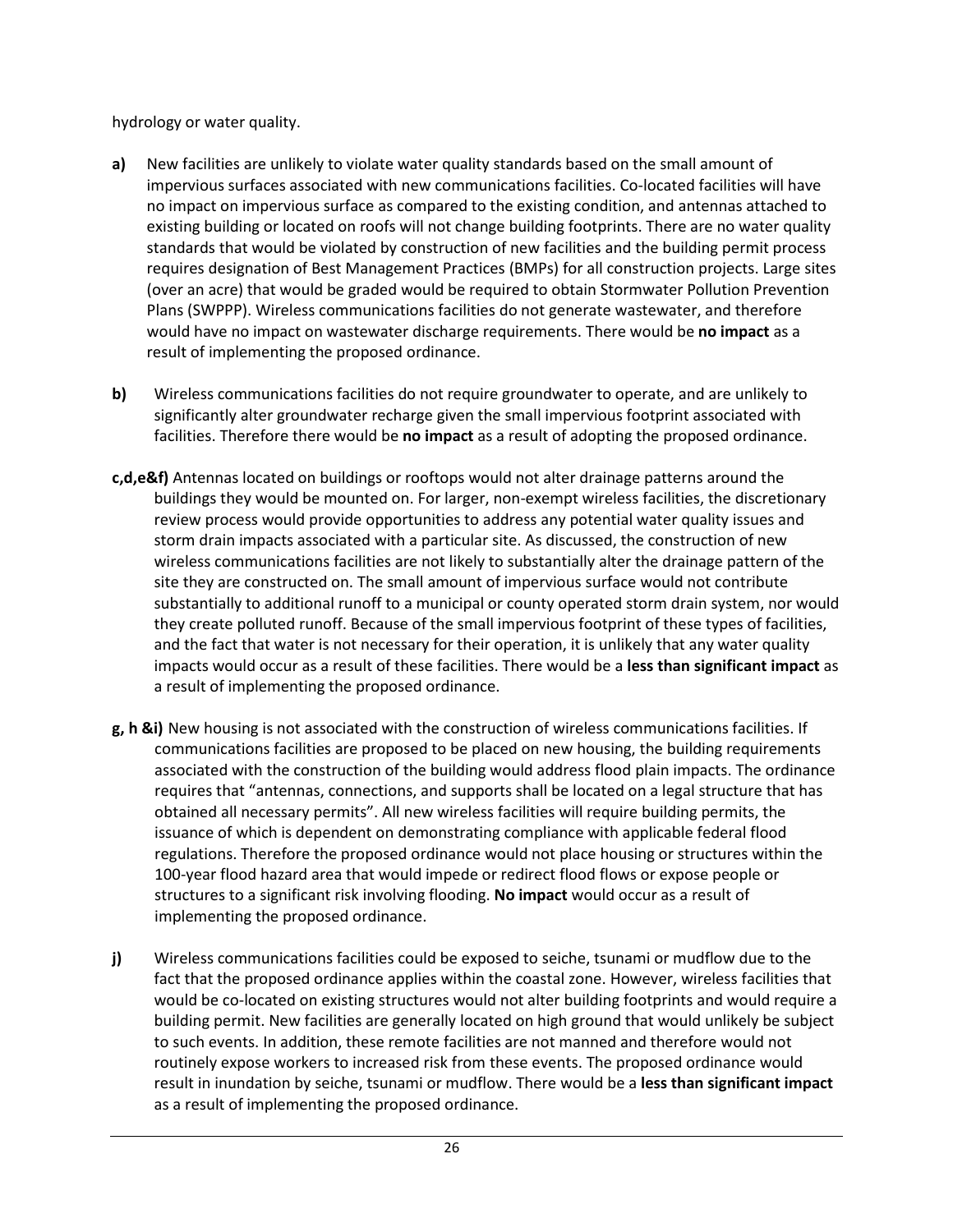hydrology or water quality.

**a)** New facilities are unlikely to violate water quality standards based on the small amount of impervious surfaces associated with new communications facilities. Co-located facilities will have no impact on impervious surface as compared to the existing condition, and antennas attached to existing building or located on roofs will not change building footprints. There are no water quality standards that would be violated by construction of new facilities and the building permit process requires designation of Best Management Practices (BMPs) for all construction projects. Large sites (over an acre) that would be graded would be required to obtain Stormwater Pollution Prevention Plans (SWPPP). Wireless communications facilities do not generate wastewater, and therefore would have no impact on wastewater discharge requirements. There would be **no impact** as a result of implementing the proposed ordinance.

**b)** Wireless communications facilities do not require groundwater to operate, and are unlikely to significantly alter groundwater recharge given the small impervious footprint associated with facilities. Therefore there would be **no impact** as a result of adopting the proposed ordinance.

**c,d,e&f)** Antennas located on buildings or rooftops would not alter drainage patterns around the buildings they would be mounted on. For larger, non-exempt wireless facilities, the discretionary review process would provide opportunities to address any potential water quality issues and storm drain impacts associated with a particular site. As discussed, the construction of new wireless communications facilities are not likely to substantially alter the drainage pattern of the site they are constructed on. The small amount of impervious surface would not contribute substantially to additional runoff to a municipal or county operated storm drain system, nor would they create polluted runoff. Because of the small impervious footprint of these types of facilities, and the fact that water is not necessary for their operation, it is unlikely that any water quality impacts would occur as a result of these facilities. There would be a **less than significant impact** as a result of implementing the proposed ordinance.

**g, h &i)** New housing is not associated with the construction of wireless communications facilities. If communications facilities are proposed to be placed on new housing, the building requirements associated with the construction of the building would address flood plain impacts. The ordinance requires that "antennas, connections, and supports shall be located on a legal structure that has obtained all necessary permits". All new wireless facilities will require building permits, the issuance of which is dependent on demonstrating compliance with applicable federal flood regulations. Therefore the proposed ordinance would not place housing or structures within the 100-year flood hazard area that would impede or redirect flood flows or expose people or structures to a significant risk involving flooding. **No impact** would occur as a result of implementing the proposed ordinance.

**j)** Wireless communications facilities could be exposed to seiche, tsunami or mudflow due to the fact that the proposed ordinance applies within the coastal zone. However, wireless facilities that would be co-located on existing structures would not alter building footprints and would require a building permit. New facilities are generally located on high ground that would unlikely be subject to such events. In addition, these remote facilities are not manned and therefore would not routinely expose workers to increased risk from these events. The proposed ordinance would result in inundation by seiche, tsunami or mudflow. There would be a **less than significant impact** as a result of implementing the proposed ordinance.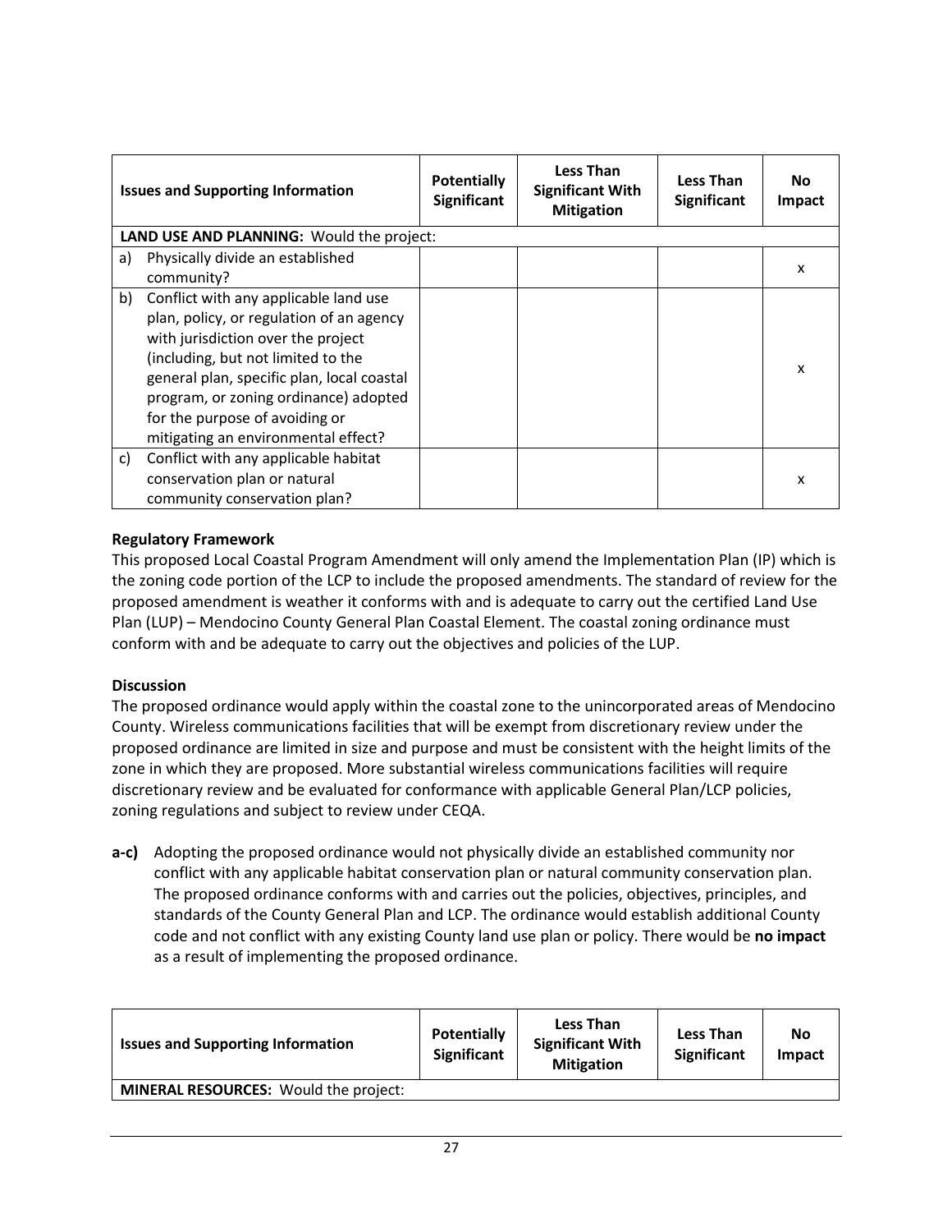| Issues and Supporting Information | Potentially Significant | Less Than Significant With Mitigation | Less Than Significant | No Impact |
|---|---|---|---|---|
| **LAND USE AND PLANNING:** Would the project: | | | | |
| a) Physically divide an established community? | | | | x |
| b) Conflict with any applicable land use plan, policy, or regulation of an agency with jurisdiction over the project (including, but not limited to the general plan, specific plan, local coastal program, or zoning ordinance) adopted for the purpose of avoiding or mitigating an environmental effect? | | | | x |
| c) Conflict with any applicable habitat conservation plan or natural community conservation plan? | | | | x |

**Regulatory Framework**

This proposed Local Coastal Program Amendment will only amend the Implementation Plan (IP) which is the zoning code portion of the LCP to include the proposed amendments. The standard of review for the proposed amendment is weather it conforms with and is adequate to carry out the certified Land Use Plan (LUP) – Mendocino County General Plan Coastal Element. The coastal zoning ordinance must conform with and be adequate to carry out the objectives and policies of the LUP.

**Discussion**

The proposed ordinance would apply within the coastal zone to the unincorporated areas of Mendocino County. Wireless communications facilities that will be exempt from discretionary review under the proposed ordinance are limited in size and purpose and must be consistent with the height limits of the zone in which they are proposed. More substantial wireless communications facilities will require discretionary review and be evaluated for conformance with applicable General Plan/LCP policies, zoning regulations and subject to review under CEQA.

**a-c)** Adopting the proposed ordinance would not physically divide an established community nor conflict with any applicable habitat conservation plan or natural community conservation plan. The proposed ordinance conforms with and carries out the policies, objectives, principles, and standards of the County General Plan and LCP. The ordinance would establish additional County code and not conflict with any existing County land use plan or policy. There would be **no impact** as a result of implementing the proposed ordinance.

| Issues and Supporting Information | Potentially Significant | Less Than Significant With Mitigation | Less Than Significant | No Impact |
|---|---|---|---|---|
| **MINERAL RESOURCES:** Would the project: | | | | |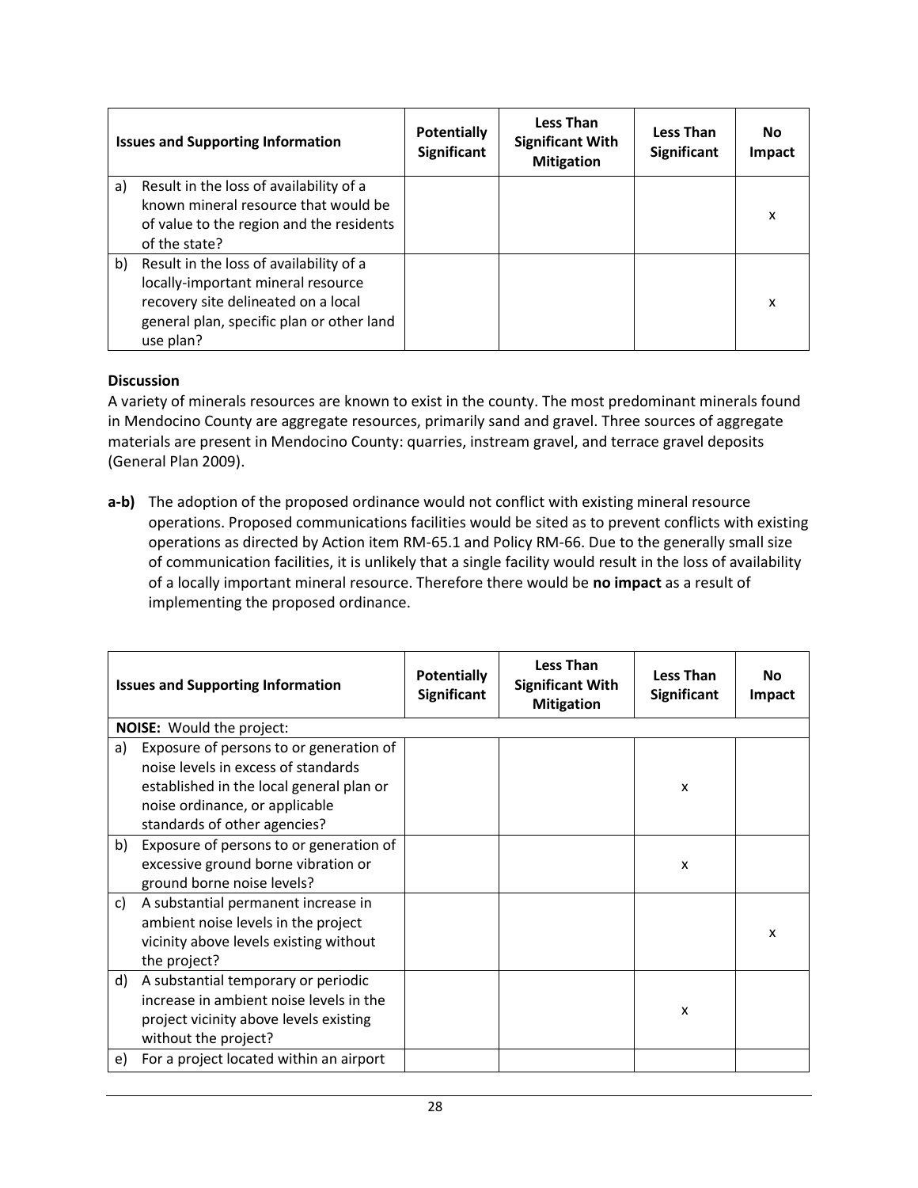| Issues and Supporting Information | Potentially Significant | Less Than Significant With Mitigation | Less Than Significant | No Impact |
|---|---|---|---|---|
| a) Result in the loss of availability of a known mineral resource that would be of value to the region and the residents of the state? | | | | x |
| b) Result in the loss of availability of a locally-important mineral resource recovery site delineated on a local general plan, specific plan or other land use plan? | | | | x |

**Discussion**

A variety of minerals resources are known to exist in the county. The most predominant minerals found in Mendocino County are aggregate resources, primarily sand and gravel. Three sources of aggregate materials are present in Mendocino County: quarries, instream gravel, and terrace gravel deposits (General Plan 2009).

**a-b)** The adoption of the proposed ordinance would not conflict with existing mineral resource operations. Proposed communications facilities would be sited as to prevent conflicts with existing operations as directed by Action item RM-65.1 and Policy RM-66. Due to the generally small size of communication facilities, it is unlikely that a single facility would result in the loss of availability of a locally important mineral resource. Therefore there would be **no impact** as a result of implementing the proposed ordinance.

| Issues and Supporting Information | Potentially Significant | Less Than Significant With Mitigation | Less Than Significant | No Impact |
|---|---|---|---|---|
| **NOISE:** Would the project: | | | | |
| a) Exposure of persons to or generation of noise levels in excess of standards established in the local general plan or noise ordinance, or applicable standards of other agencies? | | | x | |
| b) Exposure of persons to or generation of excessive ground borne vibration or ground borne noise levels? | | | x | |
| c) A substantial permanent increase in ambient noise levels in the project vicinity above levels existing without the project? | | | | x |
| d) A substantial temporary or periodic increase in ambient noise levels in the project vicinity above levels existing without the project? | | | x | |
| e) For a project located within an airport | | | | |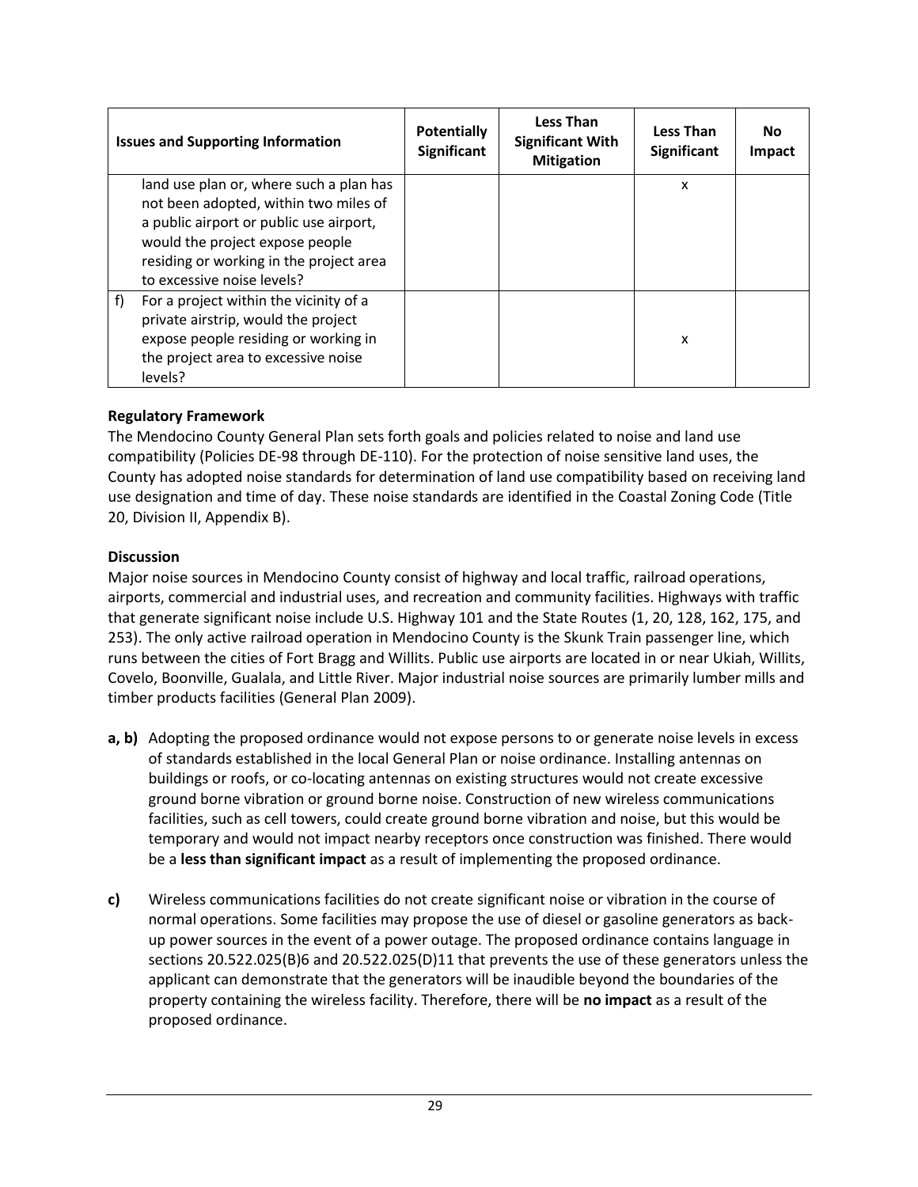| Issues and Supporting Information | Potentially Significant | Less Than Significant With Mitigation | Less Than Significant | No Impact |
|---|---|---|---|---|
| land use plan or, where such a plan has not been adopted, within two miles of a public airport or public use airport, would the project expose people residing or working in the project area to excessive noise levels? | | | x | |
| f) For a project within the vicinity of a private airstrip, would the project expose people residing or working in the project area to excessive noise levels? | | | x | |

**Regulatory Framework**

The Mendocino County General Plan sets forth goals and policies related to noise and land use compatibility (Policies DE-98 through DE-110). For the protection of noise sensitive land uses, the County has adopted noise standards for determination of land use compatibility based on receiving land use designation and time of day. These noise standards are identified in the Coastal Zoning Code (Title 20, Division II, Appendix B).

**Discussion**

Major noise sources in Mendocino County consist of highway and local traffic, railroad operations, airports, commercial and industrial uses, and recreation and community facilities. Highways with traffic that generate significant noise include U.S. Highway 101 and the State Routes (1, 20, 128, 162, 175, and 253). The only active railroad operation in Mendocino County is the Skunk Train passenger line, which runs between the cities of Fort Bragg and Willits. Public use airports are located in or near Ukiah, Willits, Covelo, Boonville, Gualala, and Little River. Major industrial noise sources are primarily lumber mills and timber products facilities (General Plan 2009).

**a, b)** Adopting the proposed ordinance would not expose persons to or generate noise levels in excess of standards established in the local General Plan or noise ordinance. Installing antennas on buildings or roofs, or co-locating antennas on existing structures would not create excessive ground borne vibration or ground borne noise. Construction of new wireless communications facilities, such as cell towers, could create ground borne vibration and noise, but this would be temporary and would not impact nearby receptors once construction was finished. There would be a **less than significant impact** as a result of implementing the proposed ordinance.

**c)** Wireless communications facilities do not create significant noise or vibration in the course of normal operations. Some facilities may propose the use of diesel or gasoline generators as back-up power sources in the event of a power outage. The proposed ordinance contains language in sections 20.522.025(B)6 and 20.522.025(D)11 that prevents the use of these generators unless the applicant can demonstrate that the generators will be inaudible beyond the boundaries of the property containing the wireless facility. Therefore, there will be **no impact** as a result of the proposed ordinance.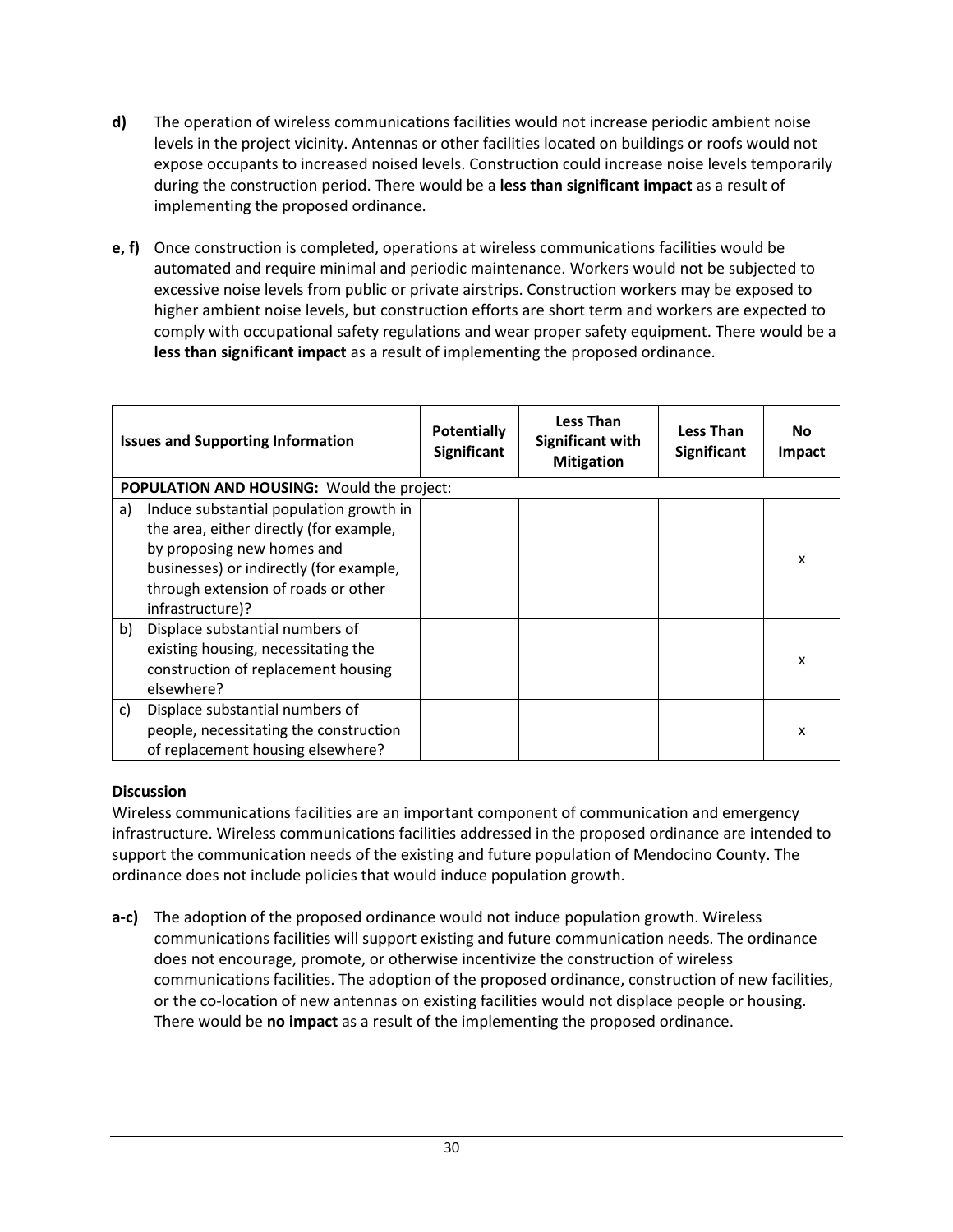**d)** The operation of wireless communications facilities would not increase periodic ambient noise levels in the project vicinity. Antennas or other facilities located on buildings or roofs would not expose occupants to increased noised levels. Construction could increase noise levels temporarily during the construction period. There would be a **less than significant impact** as a result of implementing the proposed ordinance.

**e, f)** Once construction is completed, operations at wireless communications facilities would be automated and require minimal and periodic maintenance. Workers would not be subjected to excessive noise levels from public or private airstrips. Construction workers may be exposed to higher ambient noise levels, but construction efforts are short term and workers are expected to comply with occupational safety regulations and wear proper safety equipment. There would be a **less than significant impact** as a result of implementing the proposed ordinance.

| Issues and Supporting Information | Potentially Significant | Less Than Significant with Mitigation | Less Than Significant | No Impact |
|---|---|---|---|---|
| **POPULATION AND HOUSING:** Would the project: | | | | |
| a) Induce substantial population growth in the area, either directly (for example, by proposing new homes and businesses) or indirectly (for example, through extension of roads or other infrastructure)? | | | | x |
| b) Displace substantial numbers of existing housing, necessitating the construction of replacement housing elsewhere? | | | | x |
| c) Displace substantial numbers of people, necessitating the construction of replacement housing elsewhere? | | | | x |

**Discussion**

Wireless communications facilities are an important component of communication and emergency infrastructure. Wireless communications facilities addressed in the proposed ordinance are intended to support the communication needs of the existing and future population of Mendocino County. The ordinance does not include policies that would induce population growth.

**a-c)** The adoption of the proposed ordinance would not induce population growth. Wireless communications facilities will support existing and future communication needs. The ordinance does not encourage, promote, or otherwise incentivize the construction of wireless communications facilities. The adoption of the proposed ordinance, construction of new facilities, or the co-location of new antennas on existing facilities would not displace people or housing. There would be **no impact** as a result of the implementing the proposed ordinance.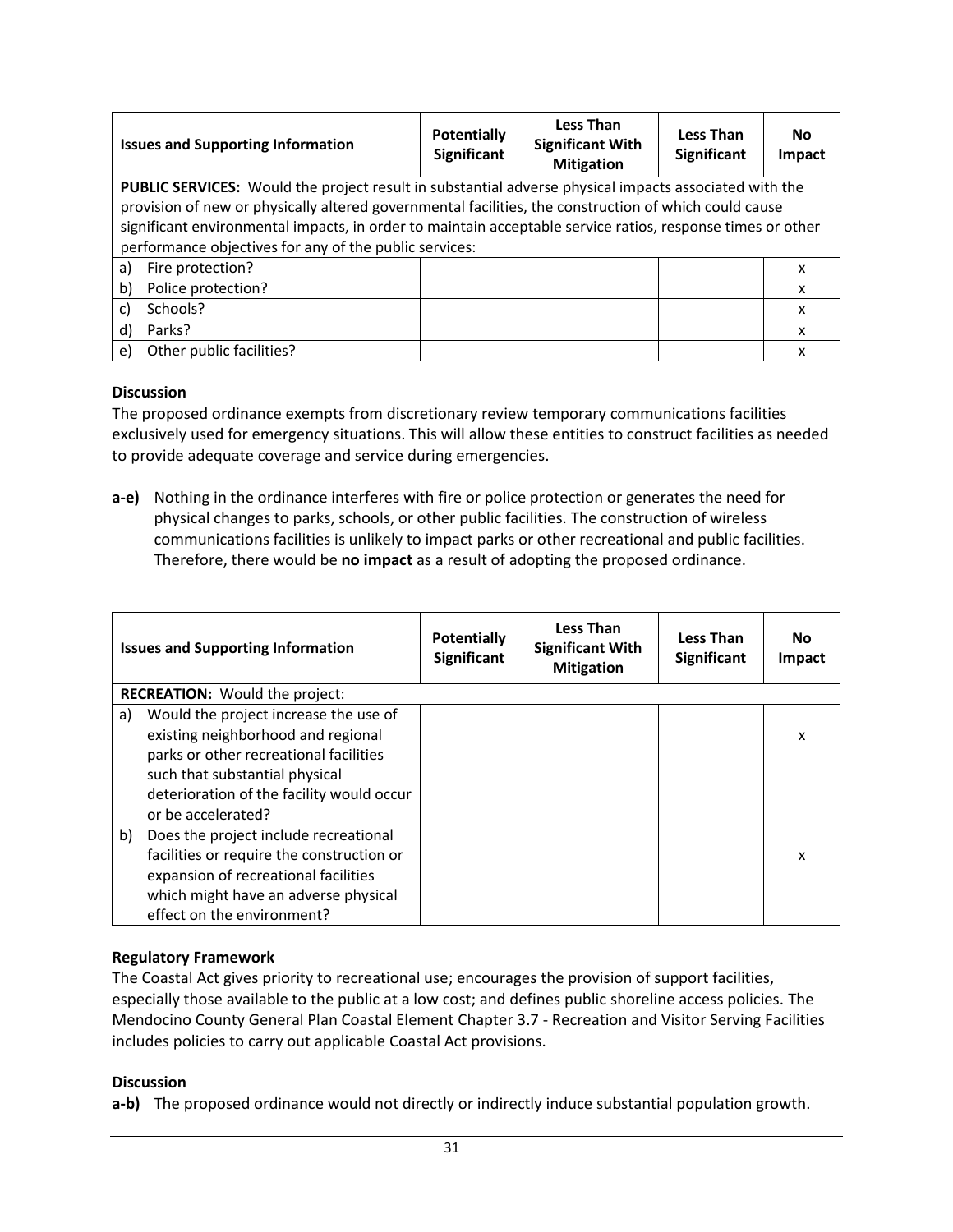| Issues and Supporting Information | Potentially Significant | Less Than Significant With Mitigation | Less Than Significant | No Impact |
|---|---|---|---|---|
| **PUBLIC SERVICES:** Would the project result in substantial adverse physical impacts associated with the provision of new or physically altered governmental facilities, the construction of which could cause significant environmental impacts, in order to maintain acceptable service ratios, response times or other performance objectives for any of the public services: | | | | |
| a) Fire protection? | | | | x |
| b) Police protection? | | | | x |
| c) Schools? | | | | x |
| d) Parks? | | | | x |
| e) Other public facilities? | | | | x |

**Discussion**

The proposed ordinance exempts from discretionary review temporary communications facilities exclusively used for emergency situations. This will allow these entities to construct facilities as needed to provide adequate coverage and service during emergencies.

**a-e)** Nothing in the ordinance interferes with fire or police protection or generates the need for physical changes to parks, schools, or other public facilities. The construction of wireless communications facilities is unlikely to impact parks or other recreational and public facilities. Therefore, there would be **no impact** as a result of adopting the proposed ordinance.

| Issues and Supporting Information | Potentially Significant | Less Than Significant With Mitigation | Less Than Significant | No Impact |
|---|---|---|---|---|
| **RECREATION:** Would the project: | | | | |
| a) Would the project increase the use of existing neighborhood and regional parks or other recreational facilities such that substantial physical deterioration of the facility would occur or be accelerated? | | | | x |
| b) Does the project include recreational facilities or require the construction or expansion of recreational facilities which might have an adverse physical effect on the environment? | | | | x |

**Regulatory Framework**

The Coastal Act gives priority to recreational use; encourages the provision of support facilities, especially those available to the public at a low cost; and defines public shoreline access policies. The Mendocino County General Plan Coastal Element Chapter 3.7 - Recreation and Visitor Serving Facilities includes policies to carry out applicable Coastal Act provisions.

**Discussion**

**a-b)** The proposed ordinance would not directly or indirectly induce substantial population growth.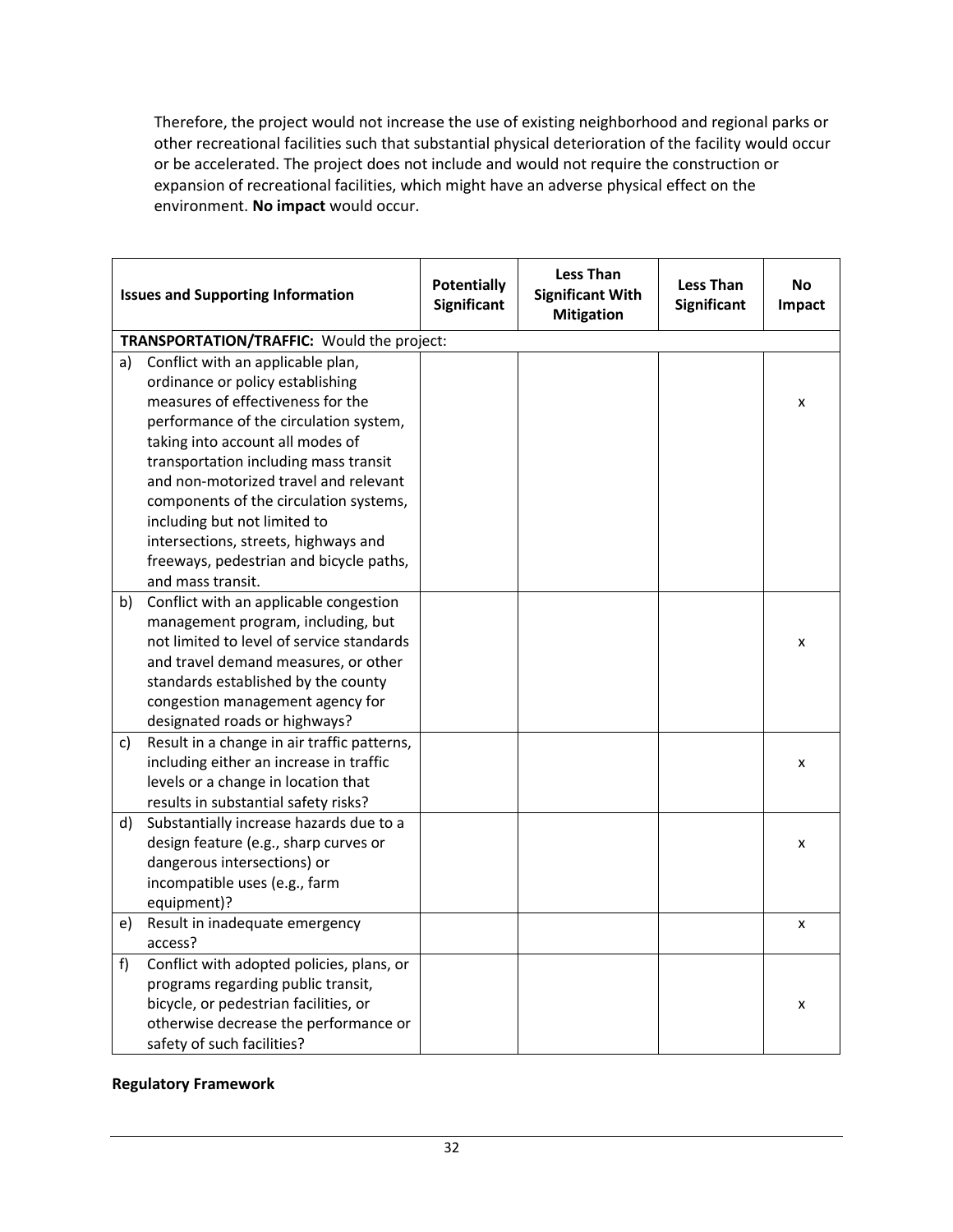Therefore, the project would not increase the use of existing neighborhood and regional parks or other recreational facilities such that substantial physical deterioration of the facility would occur or be accelerated. The project does not include and would not require the construction or expansion of recreational facilities, which might have an adverse physical effect on the environment. **No impact** would occur.

| Issues and Supporting Information | Potentially Significant | Less Than Significant With Mitigation | Less Than Significant | No Impact |
|---|---|---|---|---|
| **TRANSPORTATION/TRAFFIC:** Would the project: | | | | |
| a) Conflict with an applicable plan, ordinance or policy establishing measures of effectiveness for the performance of the circulation system, taking into account all modes of transportation including mass transit and non-motorized travel and relevant components of the circulation systems, including but not limited to intersections, streets, highways and freeways, pedestrian and bicycle paths, and mass transit. | | | | x |
| b) Conflict with an applicable congestion management program, including, but not limited to level of service standards and travel demand measures, or other standards established by the county congestion management agency for designated roads or highways? | | | | x |
| c) Result in a change in air traffic patterns, including either an increase in traffic levels or a change in location that results in substantial safety risks? | | | | x |
| d) Substantially increase hazards due to a design feature (e.g., sharp curves or dangerous intersections) or incompatible uses (e.g., farm equipment)? | | | | x |
| e) Result in inadequate emergency access? | | | | x |
| f) Conflict with adopted policies, plans, or programs regarding public transit, bicycle, or pedestrian facilities, or otherwise decrease the performance or safety of such facilities? | | | | x |

**Regulatory Framework**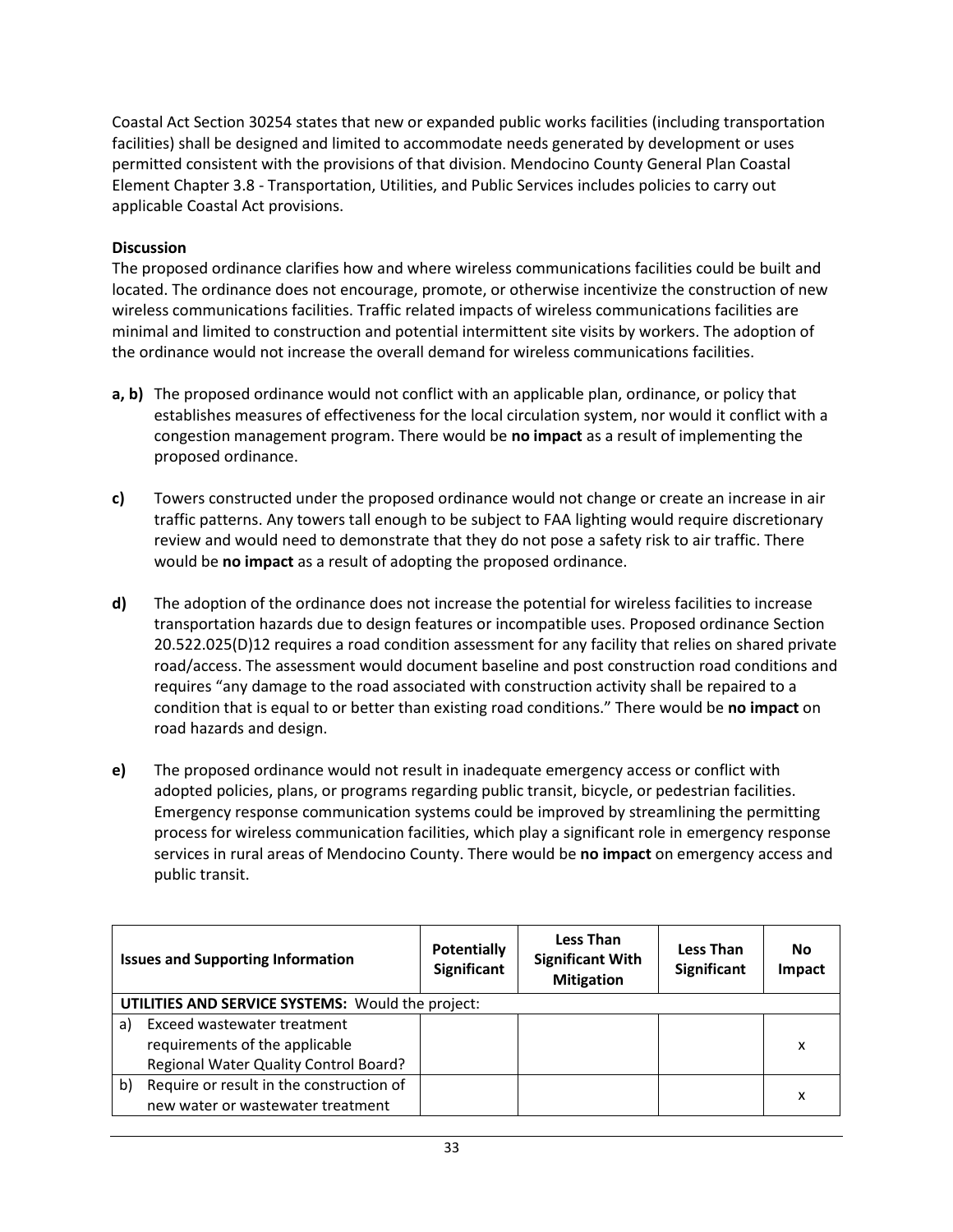Coastal Act Section 30254 states that new or expanded public works facilities (including transportation facilities) shall be designed and limited to accommodate needs generated by development or uses permitted consistent with the provisions of that division. Mendocino County General Plan Coastal Element Chapter 3.8 - Transportation, Utilities, and Public Services includes policies to carry out applicable Coastal Act provisions.

**Discussion**

The proposed ordinance clarifies how and where wireless communications facilities could be built and located. The ordinance does not encourage, promote, or otherwise incentivize the construction of new wireless communications facilities. Traffic related impacts of wireless communications facilities are minimal and limited to construction and potential intermittent site visits by workers. The adoption of the ordinance would not increase the overall demand for wireless communications facilities.

**a, b)** The proposed ordinance would not conflict with an applicable plan, ordinance, or policy that establishes measures of effectiveness for the local circulation system, nor would it conflict with a congestion management program. There would be **no impact** as a result of implementing the proposed ordinance.

**c)** Towers constructed under the proposed ordinance would not change or create an increase in air traffic patterns. Any towers tall enough to be subject to FAA lighting would require discretionary review and would need to demonstrate that they do not pose a safety risk to air traffic. There would be **no impact** as a result of adopting the proposed ordinance.

**d)** The adoption of the ordinance does not increase the potential for wireless facilities to increase transportation hazards due to design features or incompatible uses. Proposed ordinance Section 20.522.025(D)12 requires a road condition assessment for any facility that relies on shared private road/access. The assessment would document baseline and post construction road conditions and requires "any damage to the road associated with construction activity shall be repaired to a condition that is equal to or better than existing road conditions." There would be **no impact** on road hazards and design.

**e)** The proposed ordinance would not result in inadequate emergency access or conflict with adopted policies, plans, or programs regarding public transit, bicycle, or pedestrian facilities. Emergency response communication systems could be improved by streamlining the permitting process for wireless communication facilities, which play a significant role in emergency response services in rural areas of Mendocino County. There would be **no impact** on emergency access and public transit.

| Issues and Supporting Information | Potentially Significant | Less Than Significant With Mitigation | Less Than Significant | No Impact |
|---|---|---|---|---|
| **UTILITIES AND SERVICE SYSTEMS:** Would the project: | | | | |
| a) Exceed wastewater treatment requirements of the applicable Regional Water Quality Control Board? | | | | x |
| b) Require or result in the construction of new water or wastewater treatment | | | | x |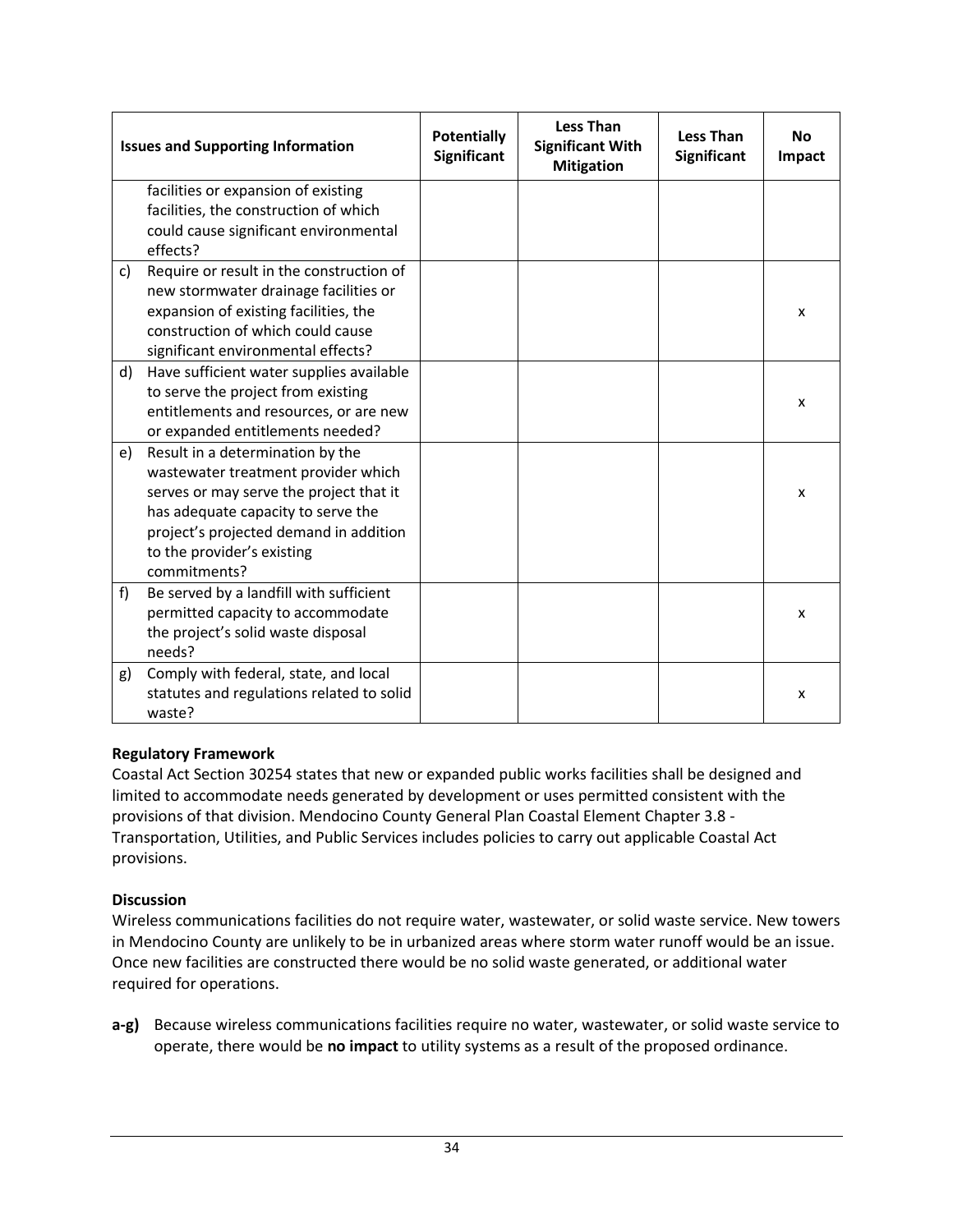| Issues and Supporting Information | | Potentially Significant | Less Than Significant With Mitigation | Less Than Significant | No Impact |
|---|---|---|---|---|---|
| | facilities or expansion of existing facilities, the construction of which could cause significant environmental effects? | | | | |
| c) | Require or result in the construction of new stormwater drainage facilities or expansion of existing facilities, the construction of which could cause significant environmental effects? | | | | x |
| d) | Have sufficient water supplies available to serve the project from existing entitlements and resources, or are new or expanded entitlements needed? | | | | x |
| e) | Result in a determination by the wastewater treatment provider which serves or may serve the project that it has adequate capacity to serve the project's projected demand in addition to the provider's existing commitments? | | | | x |
| f) | Be served by a landfill with sufficient permitted capacity to accommodate the project's solid waste disposal needs? | | | | x |
| g) | Comply with federal, state, and local statutes and regulations related to solid waste? | | | | x |

**Regulatory Framework**

Coastal Act Section 30254 states that new or expanded public works facilities shall be designed and limited to accommodate needs generated by development or uses permitted consistent with the provisions of that division. Mendocino County General Plan Coastal Element Chapter 3.8 - Transportation, Utilities, and Public Services includes policies to carry out applicable Coastal Act provisions.

**Discussion**

Wireless communications facilities do not require water, wastewater, or solid waste service. New towers in Mendocino County are unlikely to be in urbanized areas where storm water runoff would be an issue. Once new facilities are constructed there would be no solid waste generated, or additional water required for operations.

**a-g)** Because wireless communications facilities require no water, wastewater, or solid waste service to operate, there would be **no impact** to utility systems as a result of the proposed ordinance.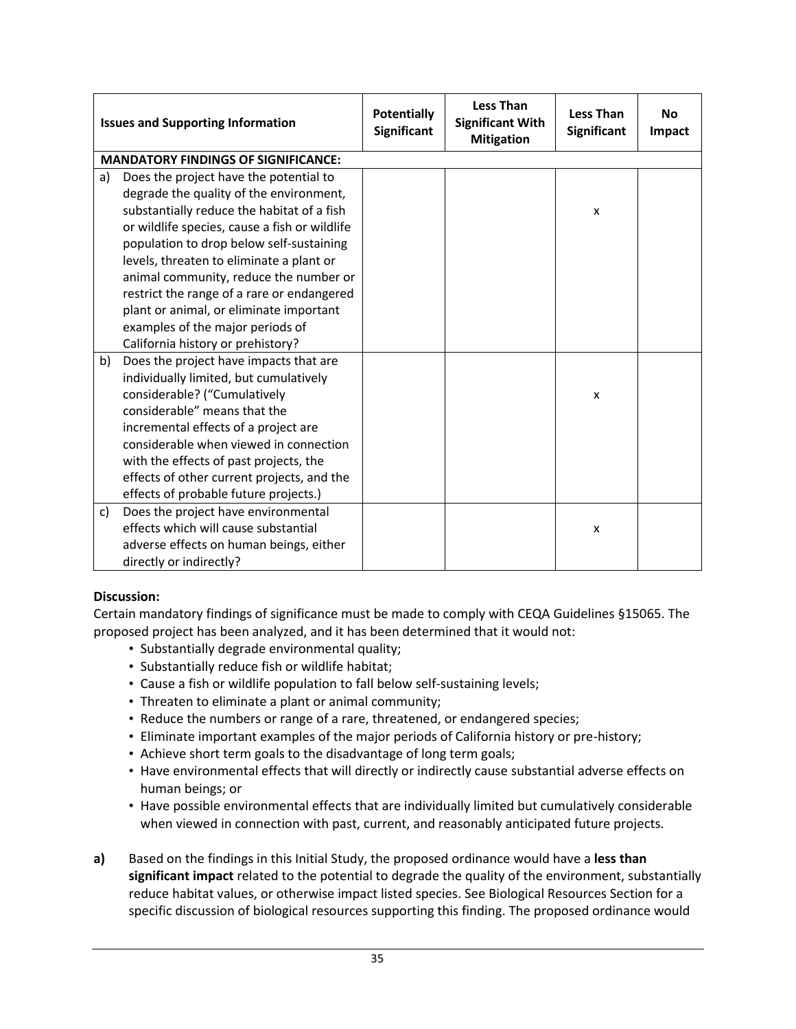| Issues and Supporting Information | Potentially Significant | Less Than Significant With Mitigation | Less Than Significant | No Impact |
|---|---|---|---|---|
| **MANDATORY FINDINGS OF SIGNIFICANCE:** | | | | |
| a) Does the project have the potential to degrade the quality of the environment, substantially reduce the habitat of a fish or wildlife species, cause a fish or wildlife population to drop below self-sustaining levels, threaten to eliminate a plant or animal community, reduce the number or restrict the range of a rare or endangered plant or animal, or eliminate important examples of the major periods of California history or prehistory? | | | x | |
| b) Does the project have impacts that are individually limited, but cumulatively considerable? ("Cumulatively considerable" means that the incremental effects of a project are considerable when viewed in connection with the effects of past projects, the effects of other current projects, and the effects of probable future projects.) | | | x | |
| c) Does the project have environmental effects which will cause substantial adverse effects on human beings, either directly or indirectly? | | | x | |

**Discussion:**

Certain mandatory findings of significance must be made to comply with CEQA Guidelines §15065. The proposed project has been analyzed, and it has been determined that it would not:

- Substantially degrade environmental quality;
- Substantially reduce fish or wildlife habitat;
- Cause a fish or wildlife population to fall below self-sustaining levels;
- Threaten to eliminate a plant or animal community;
- Reduce the numbers or range of a rare, threatened, or endangered species;
- Eliminate important examples of the major periods of California history or pre-history;
- Achieve short term goals to the disadvantage of long term goals;
- Have environmental effects that will directly or indirectly cause substantial adverse effects on human beings; or
- Have possible environmental effects that are individually limited but cumulatively considerable when viewed in connection with past, current, and reasonably anticipated future projects.

**a)** Based on the findings in this Initial Study, the proposed ordinance would have a **less than significant impact** related to the potential to degrade the quality of the environment, substantially reduce habitat values, or otherwise impact listed species. See Biological Resources Section for a specific discussion of biological resources supporting this finding. The proposed ordinance would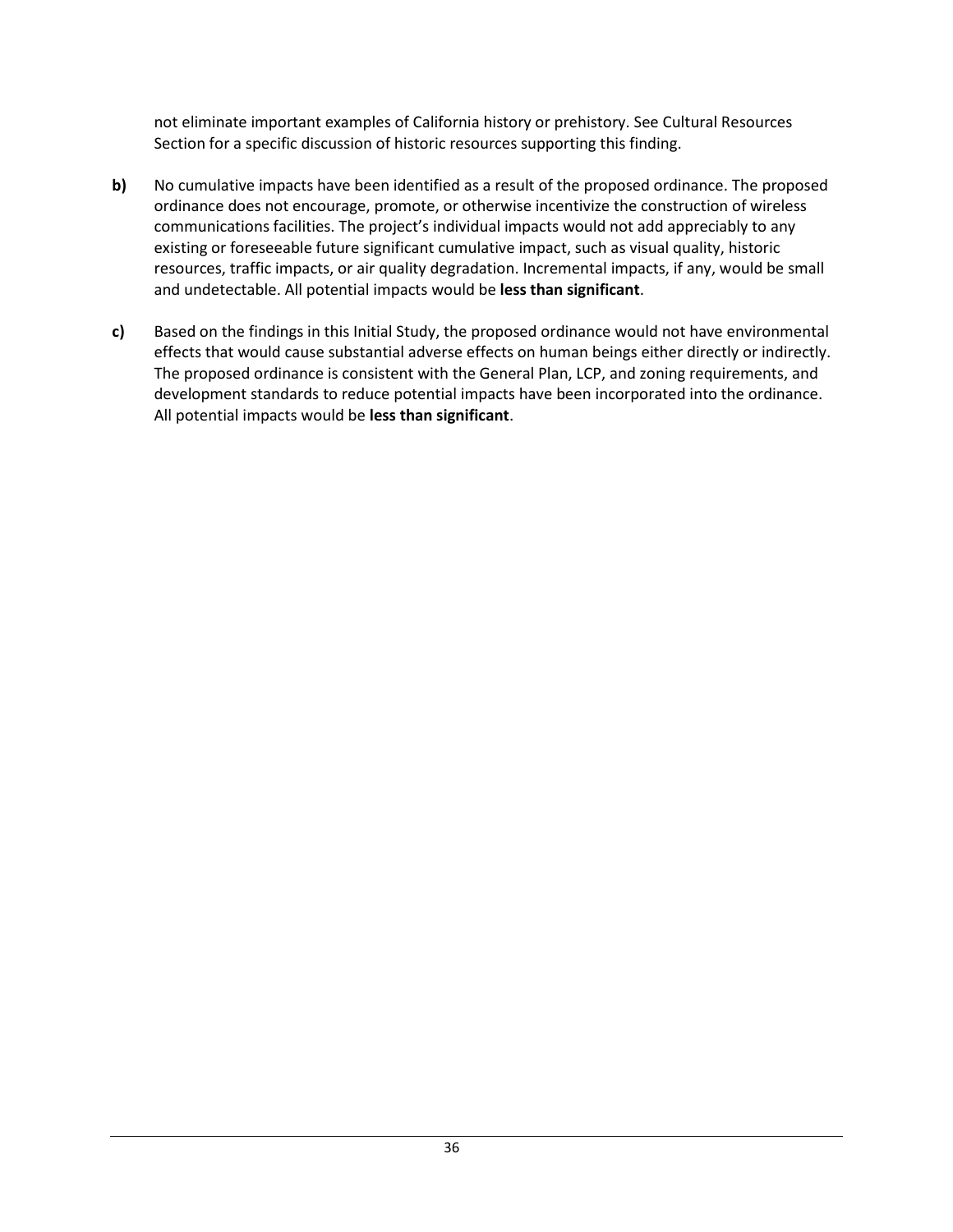not eliminate important examples of California history or prehistory. See Cultural Resources Section for a specific discussion of historic resources supporting this finding.

**b)** No cumulative impacts have been identified as a result of the proposed ordinance. The proposed ordinance does not encourage, promote, or otherwise incentivize the construction of wireless communications facilities. The project's individual impacts would not add appreciably to any existing or foreseeable future significant cumulative impact, such as visual quality, historic resources, traffic impacts, or air quality degradation. Incremental impacts, if any, would be small and undetectable. All potential impacts would be **less than significant**.

**c)** Based on the findings in this Initial Study, the proposed ordinance would not have environmental effects that would cause substantial adverse effects on human beings either directly or indirectly. The proposed ordinance is consistent with the General Plan, LCP, and zoning requirements, and development standards to reduce potential impacts have been incorporated into the ordinance. All potential impacts would be **less than significant**.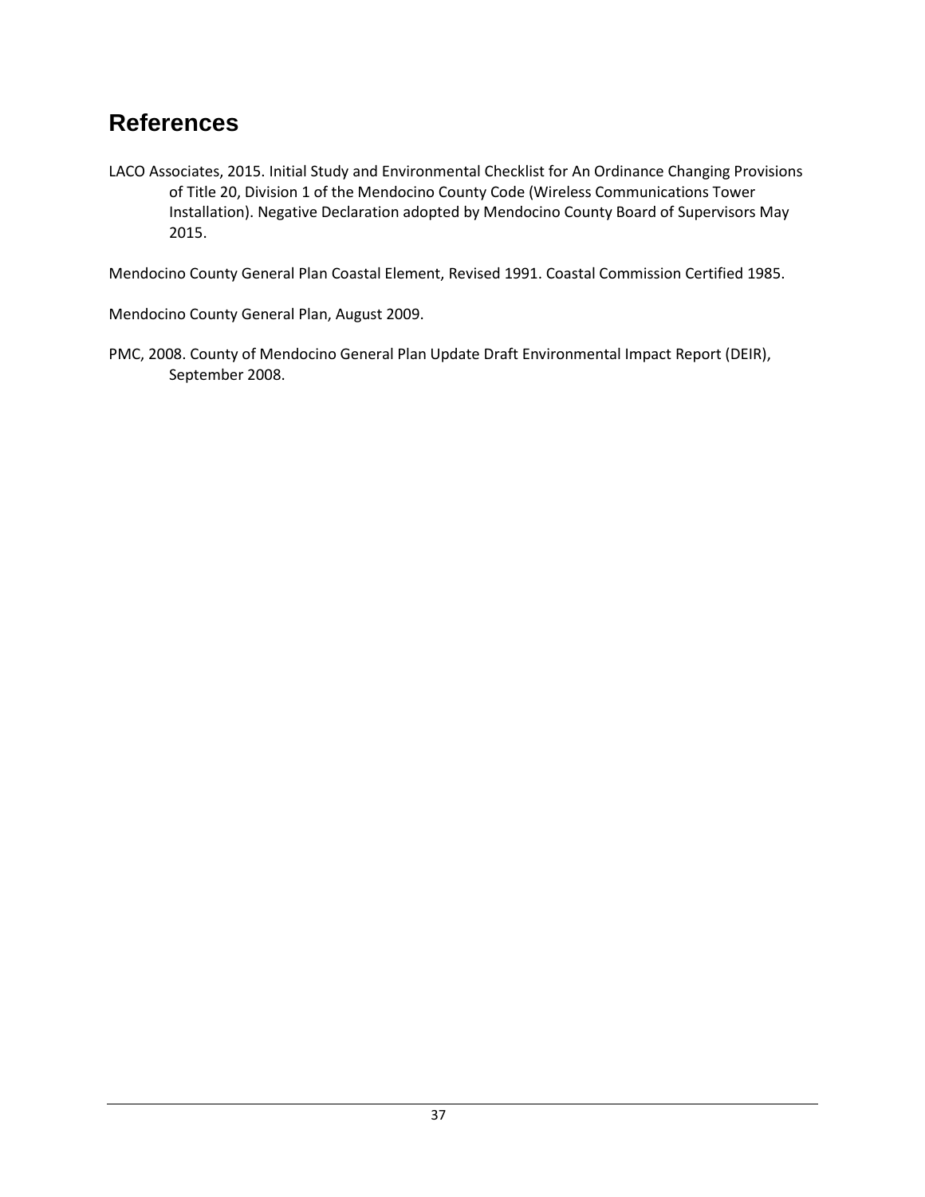# References

LACO Associates, 2015. Initial Study and Environmental Checklist for An Ordinance Changing Provisions of Title 20, Division 1 of the Mendocino County Code (Wireless Communications Tower Installation). Negative Declaration adopted by Mendocino County Board of Supervisors May 2015.

Mendocino County General Plan Coastal Element, Revised 1991. Coastal Commission Certified 1985.

Mendocino County General Plan, August 2009.

PMC, 2008. County of Mendocino General Plan Update Draft Environmental Impact Report (DEIR), September 2008.